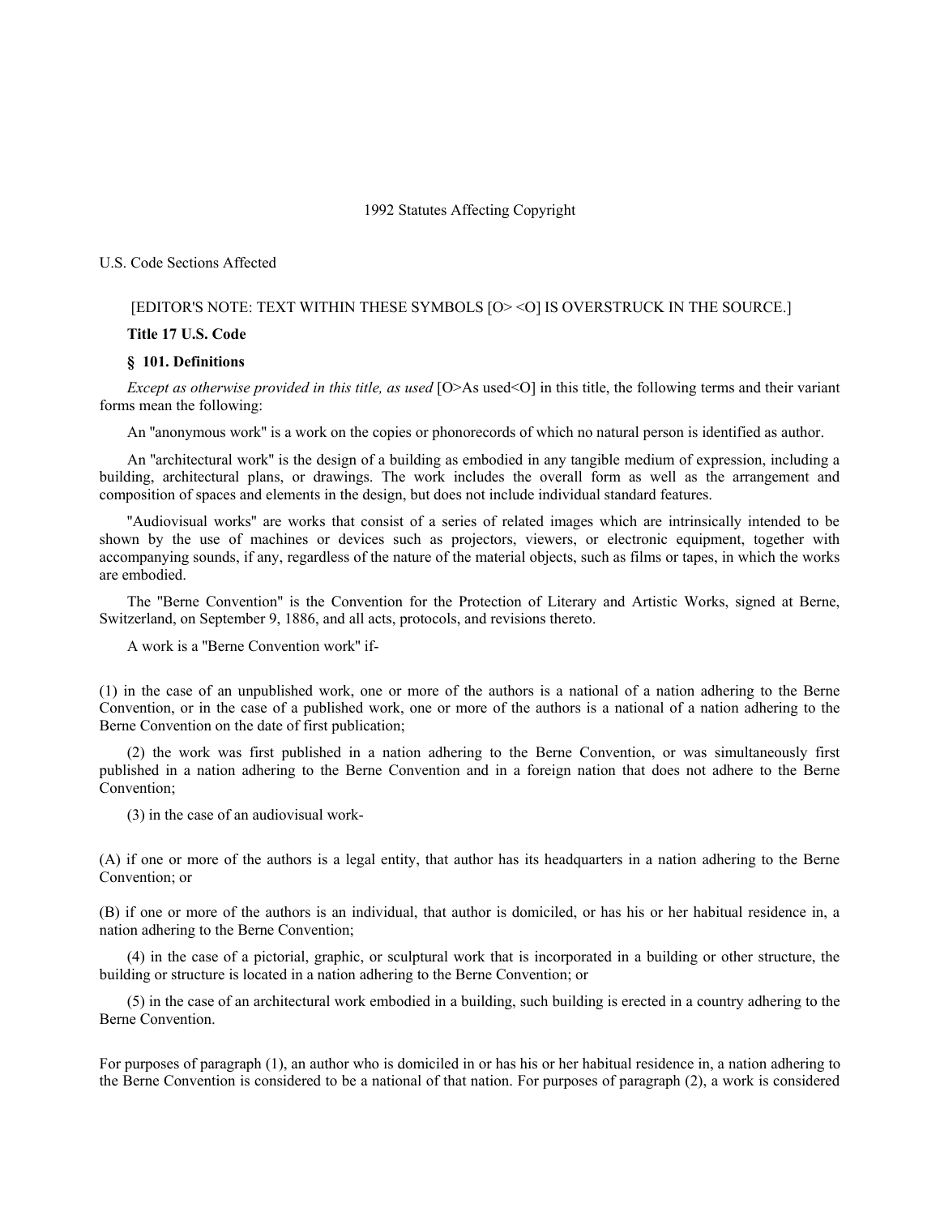1992 Statutes Affecting Copyright

U.S. Code Sections Affected

[EDITOR'S NOTE: TEXT WITHIN THESE SYMBOLS [O> <O] IS OVERSTRUCK IN THE SOURCE.]

**Title 17 U.S. Code**

**§ 101. Definitions**

*Except as otherwise provided in this title, as used* [O>As used<O] in this title, the following terms and their variant forms mean the following:

An "anonymous work" is a work on the copies or phonorecords of which no natural person is identified as author.

An "architectural work" is the design of a building as embodied in any tangible medium of expression, including a building, architectural plans, or drawings. The work includes the overall form as well as the arrangement and composition of spaces and elements in the design, but does not include individual standard features.

"Audiovisual works" are works that consist of a series of related images which are intrinsically intended to be shown by the use of machines or devices such as projectors, viewers, or electronic equipment, together with accompanying sounds, if any, regardless of the nature of the material objects, such as films or tapes, in which the works are embodied.

The "Berne Convention" is the Convention for the Protection of Literary and Artistic Works, signed at Berne, Switzerland, on September 9, 1886, and all acts, protocols, and revisions thereto.

A work is a "Berne Convention work" if-

(1) in the case of an unpublished work, one or more of the authors is a national of a nation adhering to the Berne Convention, or in the case of a published work, one or more of the authors is a national of a nation adhering to the Berne Convention on the date of first publication;

(2) the work was first published in a nation adhering to the Berne Convention, or was simultaneously first published in a nation adhering to the Berne Convention and in a foreign nation that does not adhere to the Berne Convention;

(3) in the case of an audiovisual work-

(A) if one or more of the authors is a legal entity, that author has its headquarters in a nation adhering to the Berne Convention; or

(B) if one or more of the authors is an individual, that author is domiciled, or has his or her habitual residence in, a nation adhering to the Berne Convention;

(4) in the case of a pictorial, graphic, or sculptural work that is incorporated in a building or other structure, the building or structure is located in a nation adhering to the Berne Convention; or

(5) in the case of an architectural work embodied in a building, such building is erected in a country adhering to the Berne Convention.

For purposes of paragraph (1), an author who is domiciled in or has his or her habitual residence in, a nation adhering to the Berne Convention is considered to be a national of that nation. For purposes of paragraph (2), a work is considered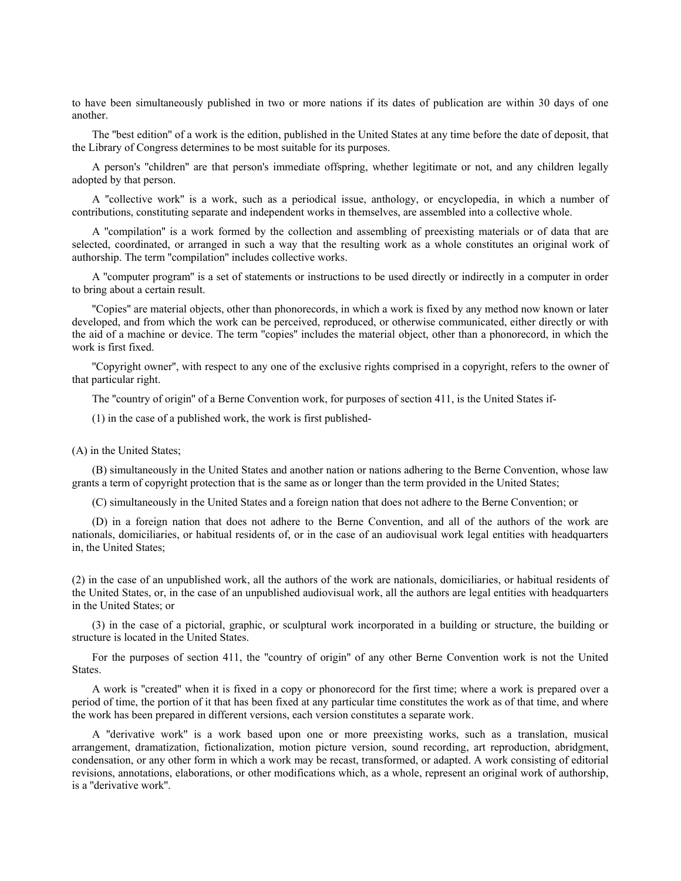to have been simultaneously published in two or more nations if its dates of publication are within 30 days of one another.

The "best edition" of a work is the edition, published in the United States at any time before the date of deposit, that the Library of Congress determines to be most suitable for its purposes.

A person's "children" are that person's immediate offspring, whether legitimate or not, and any children legally adopted by that person.

A "collective work" is a work, such as a periodical issue, anthology, or encyclopedia, in which a number of contributions, constituting separate and independent works in themselves, are assembled into a collective whole.

A "compilation" is a work formed by the collection and assembling of preexisting materials or of data that are selected, coordinated, or arranged in such a way that the resulting work as a whole constitutes an original work of authorship. The term "compilation" includes collective works.

A "computer program" is a set of statements or instructions to be used directly or indirectly in a computer in order to bring about a certain result.

"Copies" are material objects, other than phonorecords, in which a work is fixed by any method now known or later developed, and from which the work can be perceived, reproduced, or otherwise communicated, either directly or with the aid of a machine or device. The term "copies" includes the material object, other than a phonorecord, in which the work is first fixed.

"Copyright owner", with respect to any one of the exclusive rights comprised in a copyright, refers to the owner of that particular right.

The "country of origin" of a Berne Convention work, for purposes of section 411, is the United States if-

(1) in the case of a published work, the work is first published-

(A) in the United States;

(B) simultaneously in the United States and another nation or nations adhering to the Berne Convention, whose law grants a term of copyright protection that is the same as or longer than the term provided in the United States;

(C) simultaneously in the United States and a foreign nation that does not adhere to the Berne Convention; or

(D) in a foreign nation that does not adhere to the Berne Convention, and all of the authors of the work are nationals, domiciliaries, or habitual residents of, or in the case of an audiovisual work legal entities with headquarters in, the United States;

(2) in the case of an unpublished work, all the authors of the work are nationals, domiciliaries, or habitual residents of the United States, or, in the case of an unpublished audiovisual work, all the authors are legal entities with headquarters in the United States; or

(3) in the case of a pictorial, graphic, or sculptural work incorporated in a building or structure, the building or structure is located in the United States.

For the purposes of section 411, the "country of origin" of any other Berne Convention work is not the United States.

A work is "created" when it is fixed in a copy or phonorecord for the first time; where a work is prepared over a period of time, the portion of it that has been fixed at any particular time constitutes the work as of that time, and where the work has been prepared in different versions, each version constitutes a separate work.

A "derivative work" is a work based upon one or more preexisting works, such as a translation, musical arrangement, dramatization, fictionalization, motion picture version, sound recording, art reproduction, abridgment, condensation, or any other form in which a work may be recast, transformed, or adapted. A work consisting of editorial revisions, annotations, elaborations, or other modifications which, as a whole, represent an original work of authorship, is a "derivative work".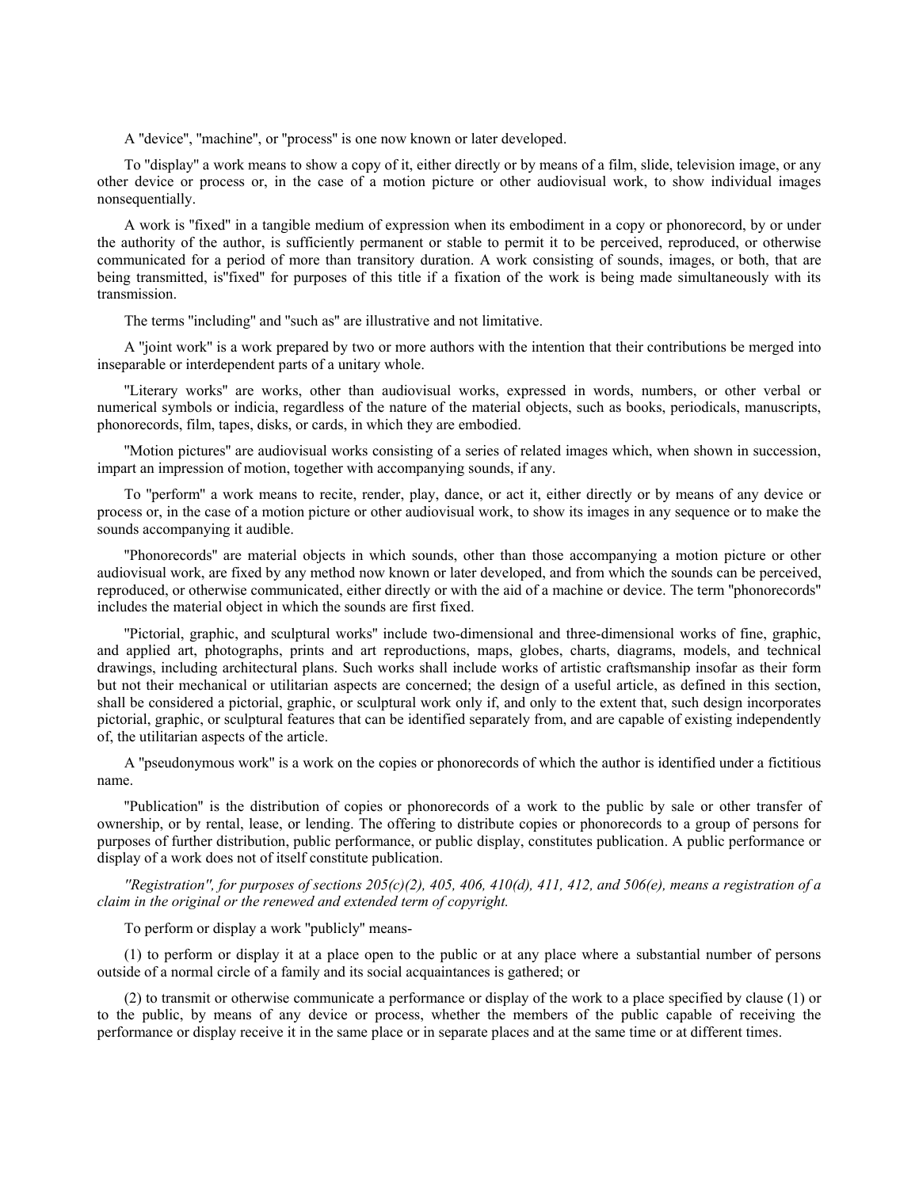A "device", "machine", or "process" is one now known or later developed.

To "display" a work means to show a copy of it, either directly or by means of a film, slide, television image, or any other device or process or, in the case of a motion picture or other audiovisual work, to show individual images nonsequentially.

A work is "fixed" in a tangible medium of expression when its embodiment in a copy or phonorecord, by or under the authority of the author, is sufficiently permanent or stable to permit it to be perceived, reproduced, or otherwise communicated for a period of more than transitory duration. A work consisting of sounds, images, or both, that are being transmitted, is"fixed" for purposes of this title if a fixation of the work is being made simultaneously with its transmission.

The terms "including" and "such as" are illustrative and not limitative.

A "joint work" is a work prepared by two or more authors with the intention that their contributions be merged into inseparable or interdependent parts of a unitary whole.

"Literary works" are works, other than audiovisual works, expressed in words, numbers, or other verbal or numerical symbols or indicia, regardless of the nature of the material objects, such as books, periodicals, manuscripts, phonorecords, film, tapes, disks, or cards, in which they are embodied.

"Motion pictures" are audiovisual works consisting of a series of related images which, when shown in succession, impart an impression of motion, together with accompanying sounds, if any.

To "perform" a work means to recite, render, play, dance, or act it, either directly or by means of any device or process or, in the case of a motion picture or other audiovisual work, to show its images in any sequence or to make the sounds accompanying it audible.

"Phonorecords" are material objects in which sounds, other than those accompanying a motion picture or other audiovisual work, are fixed by any method now known or later developed, and from which the sounds can be perceived, reproduced, or otherwise communicated, either directly or with the aid of a machine or device. The term "phonorecords" includes the material object in which the sounds are first fixed.

"Pictorial, graphic, and sculptural works" include two-dimensional and three-dimensional works of fine, graphic, and applied art, photographs, prints and art reproductions, maps, globes, charts, diagrams, models, and technical drawings, including architectural plans. Such works shall include works of artistic craftsmanship insofar as their form but not their mechanical or utilitarian aspects are concerned; the design of a useful article, as defined in this section, shall be considered a pictorial, graphic, or sculptural work only if, and only to the extent that, such design incorporates pictorial, graphic, or sculptural features that can be identified separately from, and are capable of existing independently of, the utilitarian aspects of the article.

A "pseudonymous work" is a work on the copies or phonorecords of which the author is identified under a fictitious name.

"Publication" is the distribution of copies or phonorecords of a work to the public by sale or other transfer of ownership, or by rental, lease, or lending. The offering to distribute copies or phonorecords to a group of persons for purposes of further distribution, public performance, or public display, constitutes publication. A public performance or display of a work does not of itself constitute publication.

*"Registration", for purposes of sections 205(c)(2), 405, 406, 410(d), 411, 412, and 506(e), means a registration of a claim in the original or the renewed and extended term of copyright.*

To perform or display a work "publicly" means-

(1) to perform or display it at a place open to the public or at any place where a substantial number of persons outside of a normal circle of a family and its social acquaintances is gathered; or

(2) to transmit or otherwise communicate a performance or display of the work to a place specified by clause (1) or to the public, by means of any device or process, whether the members of the public capable of receiving the performance or display receive it in the same place or in separate places and at the same time or at different times.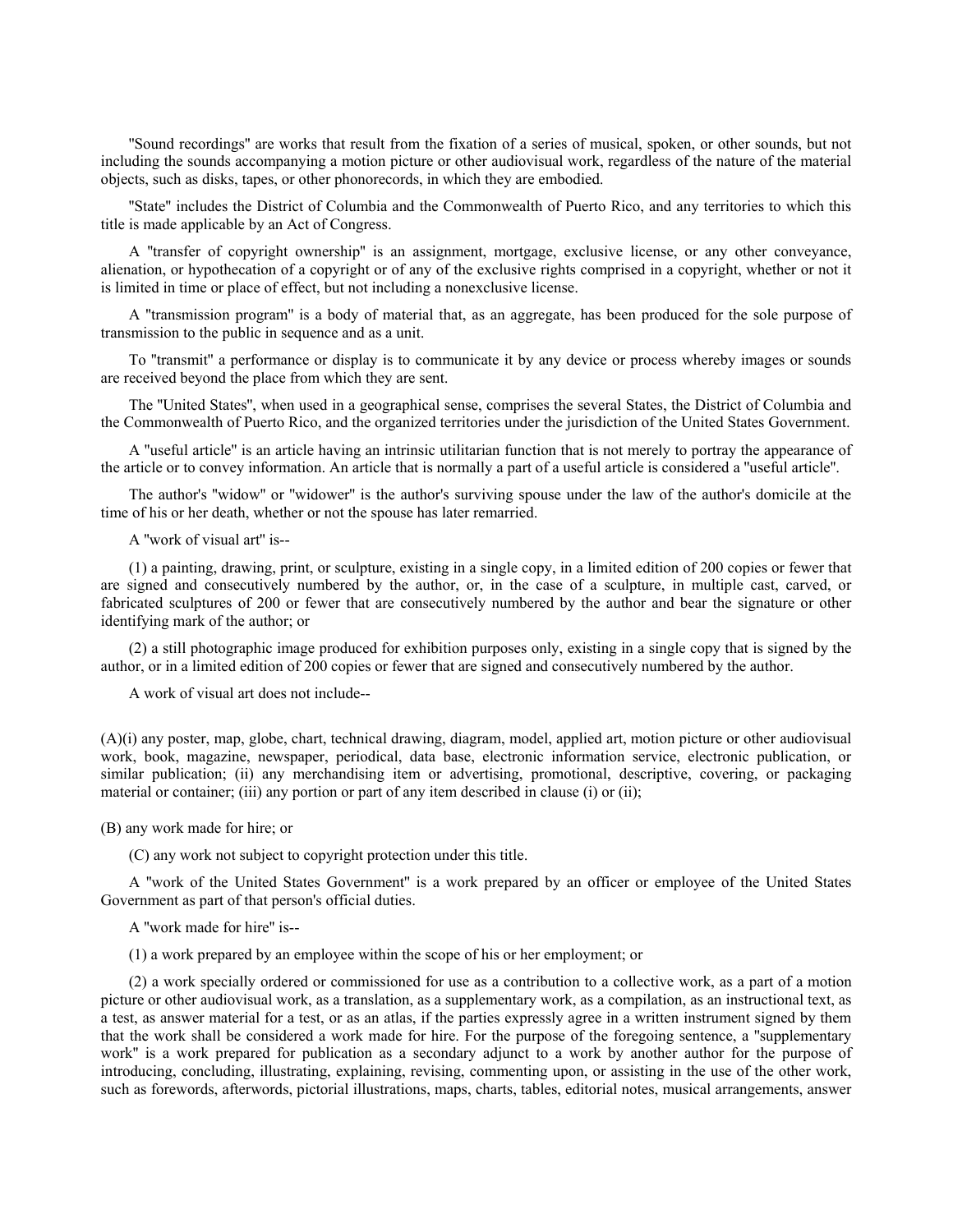"Sound recordings" are works that result from the fixation of a series of musical, spoken, or other sounds, but not including the sounds accompanying a motion picture or other audiovisual work, regardless of the nature of the material objects, such as disks, tapes, or other phonorecords, in which they are embodied.

"State" includes the District of Columbia and the Commonwealth of Puerto Rico, and any territories to which this title is made applicable by an Act of Congress.

A "transfer of copyright ownership" is an assignment, mortgage, exclusive license, or any other conveyance, alienation, or hypothecation of a copyright or of any of the exclusive rights comprised in a copyright, whether or not it is limited in time or place of effect, but not including a nonexclusive license.

A "transmission program" is a body of material that, as an aggregate, has been produced for the sole purpose of transmission to the public in sequence and as a unit.

To "transmit" a performance or display is to communicate it by any device or process whereby images or sounds are received beyond the place from which they are sent.

The "United States", when used in a geographical sense, comprises the several States, the District of Columbia and the Commonwealth of Puerto Rico, and the organized territories under the jurisdiction of the United States Government.

A "useful article" is an article having an intrinsic utilitarian function that is not merely to portray the appearance of the article or to convey information. An article that is normally a part of a useful article is considered a "useful article".

The author's "widow" or "widower" is the author's surviving spouse under the law of the author's domicile at the time of his or her death, whether or not the spouse has later remarried.

A "work of visual art" is--

(1) a painting, drawing, print, or sculpture, existing in a single copy, in a limited edition of 200 copies or fewer that are signed and consecutively numbered by the author, or, in the case of a sculpture, in multiple cast, carved, or fabricated sculptures of 200 or fewer that are consecutively numbered by the author and bear the signature or other identifying mark of the author; or

(2) a still photographic image produced for exhibition purposes only, existing in a single copy that is signed by the author, or in a limited edition of 200 copies or fewer that are signed and consecutively numbered by the author.

A work of visual art does not include--

(A)(i) any poster, map, globe, chart, technical drawing, diagram, model, applied art, motion picture or other audiovisual work, book, magazine, newspaper, periodical, data base, electronic information service, electronic publication, or similar publication; (ii) any merchandising item or advertising, promotional, descriptive, covering, or packaging material or container; (iii) any portion or part of any item described in clause (i) or (ii);

(B) any work made for hire; or

(C) any work not subject to copyright protection under this title.

A "work of the United States Government" is a work prepared by an officer or employee of the United States Government as part of that person's official duties.

A "work made for hire" is--

(1) a work prepared by an employee within the scope of his or her employment; or

(2) a work specially ordered or commissioned for use as a contribution to a collective work, as a part of a motion picture or other audiovisual work, as a translation, as a supplementary work, as a compilation, as an instructional text, as a test, as answer material for a test, or as an atlas, if the parties expressly agree in a written instrument signed by them that the work shall be considered a work made for hire. For the purpose of the foregoing sentence, a "supplementary work" is a work prepared for publication as a secondary adjunct to a work by another author for the purpose of introducing, concluding, illustrating, explaining, revising, commenting upon, or assisting in the use of the other work, such as forewords, afterwords, pictorial illustrations, maps, charts, tables, editorial notes, musical arrangements, answer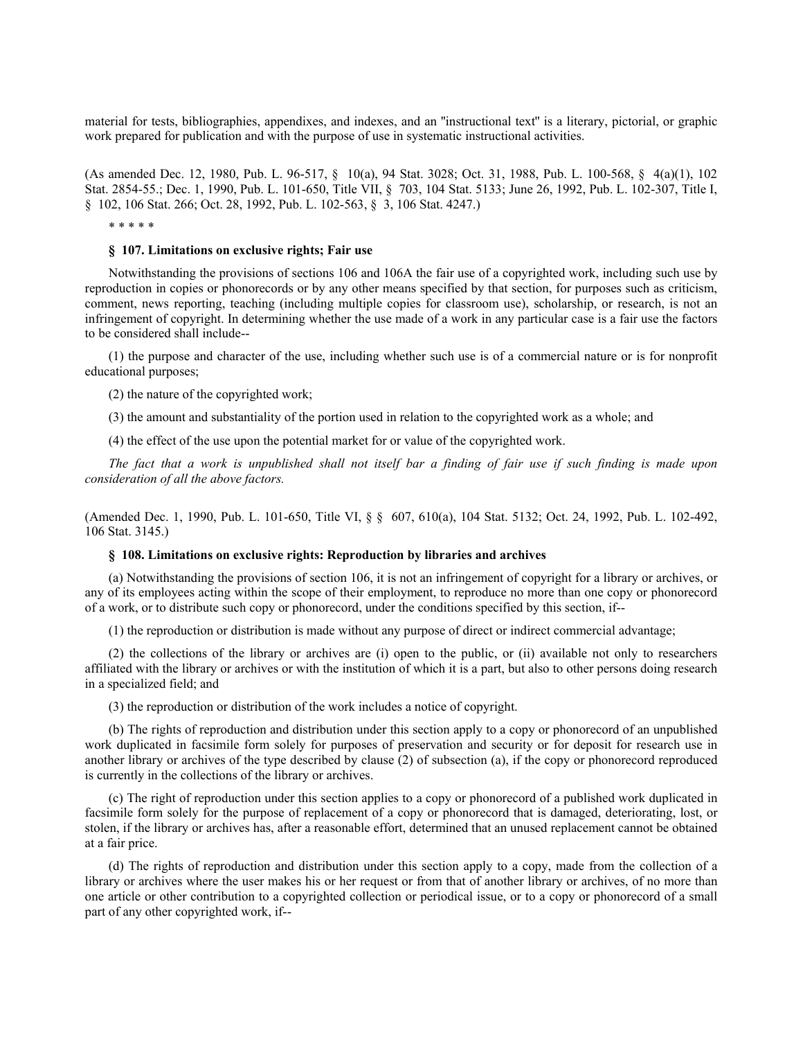material for tests, bibliographies, appendixes, and indexes, and an "instructional text" is a literary, pictorial, or graphic work prepared for publication and with the purpose of use in systematic instructional activities.

(As amended Dec. 12, 1980, Pub. L. 96-517, § 10(a), 94 Stat. 3028; Oct. 31, 1988, Pub. L. 100-568, § 4(a)(1), 102 Stat. 2854-55.; Dec. 1, 1990, Pub. L. 101-650, Title VII, § 703, 104 Stat. 5133; June 26, 1992, Pub. L. 102-307, Title I, § 102, 106 Stat. 266; Oct. 28, 1992, Pub. L. 102-563, § 3, 106 Stat. 4247.)

\* \* \* \* \*

**§ 107. Limitations on exclusive rights; Fair use**

Notwithstanding the provisions of sections 106 and 106A the fair use of a copyrighted work, including such use by reproduction in copies or phonorecords or by any other means specified by that section, for purposes such as criticism, comment, news reporting, teaching (including multiple copies for classroom use), scholarship, or research, is not an infringement of copyright. In determining whether the use made of a work in any particular case is a fair use the factors to be considered shall include--

(1) the purpose and character of the use, including whether such use is of a commercial nature or is for nonprofit educational purposes;

(2) the nature of the copyrighted work;

(3) the amount and substantiality of the portion used in relation to the copyrighted work as a whole; and

(4) the effect of the use upon the potential market for or value of the copyrighted work.

*The fact that a work is unpublished shall not itself bar a finding of fair use if such finding is made upon consideration of all the above factors.*

(Amended Dec. 1, 1990, Pub. L. 101-650, Title VI, § § 607, 610(a), 104 Stat. 5132; Oct. 24, 1992, Pub. L. 102-492, 106 Stat. 3145.)

**§ 108. Limitations on exclusive rights: Reproduction by libraries and archives**

(a) Notwithstanding the provisions of section 106, it is not an infringement of copyright for a library or archives, or any of its employees acting within the scope of their employment, to reproduce no more than one copy or phonorecord of a work, or to distribute such copy or phonorecord, under the conditions specified by this section, if--

(1) the reproduction or distribution is made without any purpose of direct or indirect commercial advantage;

(2) the collections of the library or archives are (i) open to the public, or (ii) available not only to researchers affiliated with the library or archives or with the institution of which it is a part, but also to other persons doing research in a specialized field; and

(3) the reproduction or distribution of the work includes a notice of copyright.

(b) The rights of reproduction and distribution under this section apply to a copy or phonorecord of an unpublished work duplicated in facsimile form solely for purposes of preservation and security or for deposit for research use in another library or archives of the type described by clause (2) of subsection (a), if the copy or phonorecord reproduced is currently in the collections of the library or archives.

(c) The right of reproduction under this section applies to a copy or phonorecord of a published work duplicated in facsimile form solely for the purpose of replacement of a copy or phonorecord that is damaged, deteriorating, lost, or stolen, if the library or archives has, after a reasonable effort, determined that an unused replacement cannot be obtained at a fair price.

(d) The rights of reproduction and distribution under this section apply to a copy, made from the collection of a library or archives where the user makes his or her request or from that of another library or archives, of no more than one article or other contribution to a copyrighted collection or periodical issue, or to a copy or phonorecord of a small part of any other copyrighted work, if--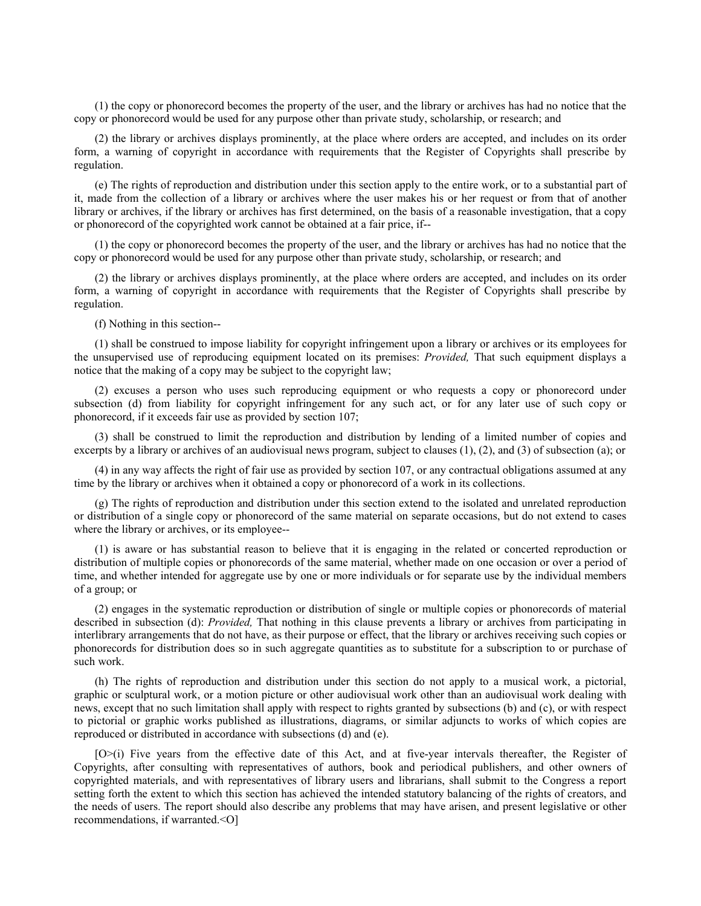(1) the copy or phonorecord becomes the property of the user, and the library or archives has had no notice that the copy or phonorecord would be used for any purpose other than private study, scholarship, or research; and

(2) the library or archives displays prominently, at the place where orders are accepted, and includes on its order form, a warning of copyright in accordance with requirements that the Register of Copyrights shall prescribe by regulation.

(e) The rights of reproduction and distribution under this section apply to the entire work, or to a substantial part of it, made from the collection of a library or archives where the user makes his or her request or from that of another library or archives, if the library or archives has first determined, on the basis of a reasonable investigation, that a copy or phonorecord of the copyrighted work cannot be obtained at a fair price, if--

(1) the copy or phonorecord becomes the property of the user, and the library or archives has had no notice that the copy or phonorecord would be used for any purpose other than private study, scholarship, or research; and

(2) the library or archives displays prominently, at the place where orders are accepted, and includes on its order form, a warning of copyright in accordance with requirements that the Register of Copyrights shall prescribe by regulation.

(f) Nothing in this section--

(1) shall be construed to impose liability for copyright infringement upon a library or archives or its employees for the unsupervised use of reproducing equipment located on its premises: *Provided,* That such equipment displays a notice that the making of a copy may be subject to the copyright law;

(2) excuses a person who uses such reproducing equipment or who requests a copy or phonorecord under subsection (d) from liability for copyright infringement for any such act, or for any later use of such copy or phonorecord, if it exceeds fair use as provided by section 107;

(3) shall be construed to limit the reproduction and distribution by lending of a limited number of copies and excerpts by a library or archives of an audiovisual news program, subject to clauses (1), (2), and (3) of subsection (a); or

(4) in any way affects the right of fair use as provided by section 107, or any contractual obligations assumed at any time by the library or archives when it obtained a copy or phonorecord of a work in its collections.

(g) The rights of reproduction and distribution under this section extend to the isolated and unrelated reproduction or distribution of a single copy or phonorecord of the same material on separate occasions, but do not extend to cases where the library or archives, or its employee--

(1) is aware or has substantial reason to believe that it is engaging in the related or concerted reproduction or distribution of multiple copies or phonorecords of the same material, whether made on one occasion or over a period of time, and whether intended for aggregate use by one or more individuals or for separate use by the individual members of a group; or

(2) engages in the systematic reproduction or distribution of single or multiple copies or phonorecords of material described in subsection (d): *Provided,* That nothing in this clause prevents a library or archives from participating in interlibrary arrangements that do not have, as their purpose or effect, that the library or archives receiving such copies or phonorecords for distribution does so in such aggregate quantities as to substitute for a subscription to or purchase of such work.

(h) The rights of reproduction and distribution under this section do not apply to a musical work, a pictorial, graphic or sculptural work, or a motion picture or other audiovisual work other than an audiovisual work dealing with news, except that no such limitation shall apply with respect to rights granted by subsections (b) and (c), or with respect to pictorial or graphic works published as illustrations, diagrams, or similar adjuncts to works of which copies are reproduced or distributed in accordance with subsections (d) and (e).

[O>(i) Five years from the effective date of this Act, and at five-year intervals thereafter, the Register of Copyrights, after consulting with representatives of authors, book and periodical publishers, and other owners of copyrighted materials, and with representatives of library users and librarians, shall submit to the Congress a report setting forth the extent to which this section has achieved the intended statutory balancing of the rights of creators, and the needs of users. The report should also describe any problems that may have arisen, and present legislative or other recommendations, if warranted.<O]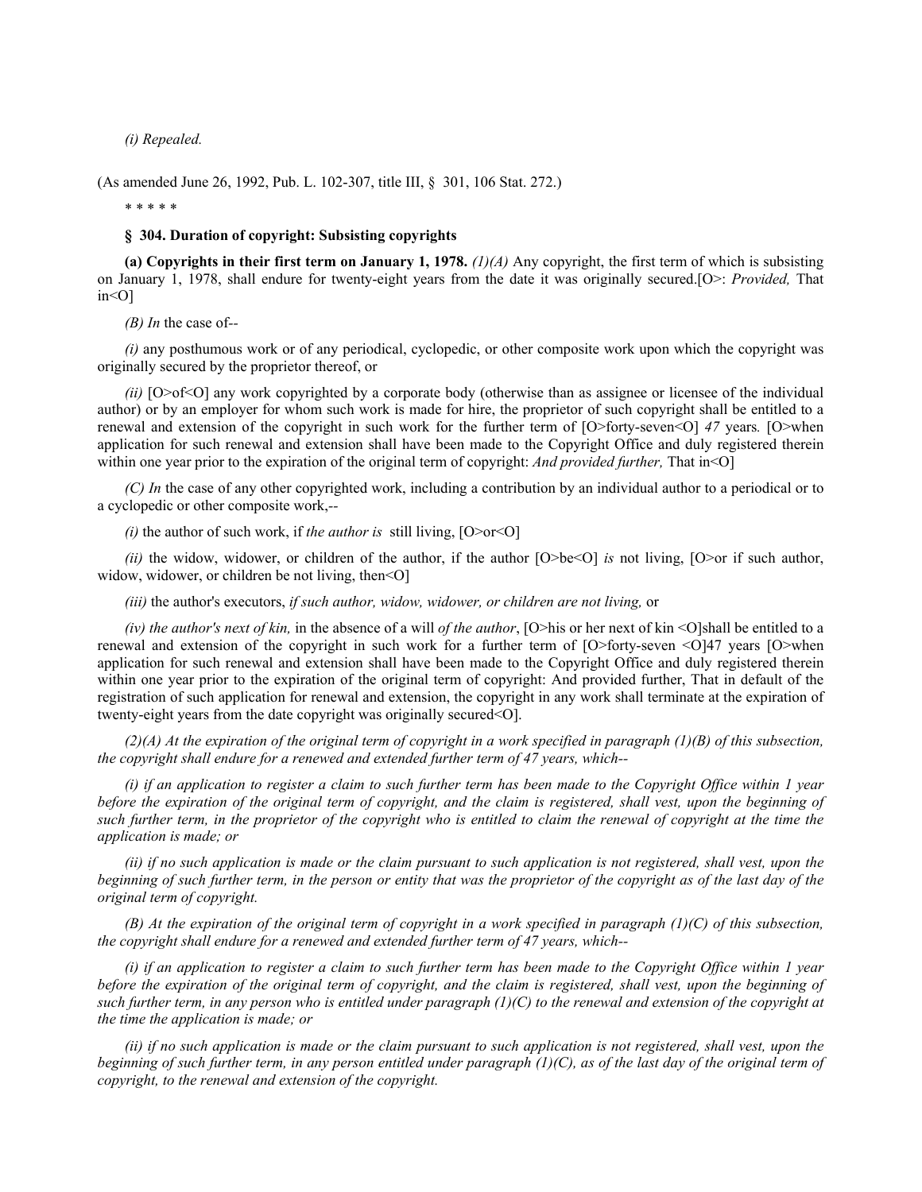*(i) Repealed.*

(As amended June 26, 1992, Pub. L. 102-307, title III, § 301, 106 Stat. 272.)

\* \* \* \* \*

**§ 304. Duration of copyright: Subsisting copyrights**

**(a) Copyrights in their first term on January 1, 1978.** *(1)(A)* Any copyright, the first term of which is subsisting on January 1, 1978, shall endure for twenty-eight years from the date it was originally secured.[O>: *Provided,* That in<O]

*(B) In* the case of--

*(i)* any posthumous work or of any periodical, cyclopedic, or other composite work upon which the copyright was originally secured by the proprietor thereof, or

*(ii)* [O>of<O] any work copyrighted by a corporate body (otherwise than as assignee or licensee of the individual author) or by an employer for whom such work is made for hire, the proprietor of such copyright shall be entitled to a renewal and extension of the copyright in such work for the further term of [O>forty-seven<O] *47* years*.* [O>when application for such renewal and extension shall have been made to the Copyright Office and duly registered therein within one year prior to the expiration of the original term of copyright: *And provided further,* That in<O]

*(C) In* the case of any other copyrighted work, including a contribution by an individual author to a periodical or to a cyclopedic or other composite work,--

*(i)* the author of such work, if *the author is* still living, [O>or<O]

*(ii)* the widow, widower, or children of the author, if the author [O>be<O] *is* not living, [O>or if such author, widow, widower, or children be not living, then<O]

*(iii)* the author's executors, *if such author, widow, widower, or children are not living,* or

*(iv) the author's next of kin,* in the absence of a will *of the author*, [O>his or her next of kin <O]shall be entitled to a renewal and extension of the copyright in such work for a further term of [O>forty-seven <O]47 years [O>when application for such renewal and extension shall have been made to the Copyright Office and duly registered therein within one year prior to the expiration of the original term of copyright: And provided further, That in default of the registration of such application for renewal and extension, the copyright in any work shall terminate at the expiration of twenty-eight years from the date copyright was originally secured<O].

*(2)(A) At the expiration of the original term of copyright in a work specified in paragraph (1)(B) of this subsection, the copyright shall endure for a renewed and extended further term of 47 years, which--*

*(i) if an application to register a claim to such further term has been made to the Copyright Office within 1 year before the expiration of the original term of copyright, and the claim is registered, shall vest, upon the beginning of such further term, in the proprietor of the copyright who is entitled to claim the renewal of copyright at the time the application is made; or*

*(ii) if no such application is made or the claim pursuant to such application is not registered, shall vest, upon the beginning of such further term, in the person or entity that was the proprietor of the copyright as of the last day of the original term of copyright.*

*(B) At the expiration of the original term of copyright in a work specified in paragraph (1)(C) of this subsection, the copyright shall endure for a renewed and extended further term of 47 years, which--*

*(i) if an application to register a claim to such further term has been made to the Copyright Office within 1 year before the expiration of the original term of copyright, and the claim is registered, shall vest, upon the beginning of such further term, in any person who is entitled under paragraph (1)(C) to the renewal and extension of the copyright at the time the application is made; or*

*(ii) if no such application is made or the claim pursuant to such application is not registered, shall vest, upon the beginning of such further term, in any person entitled under paragraph (1)(C), as of the last day of the original term of copyright, to the renewal and extension of the copyright.*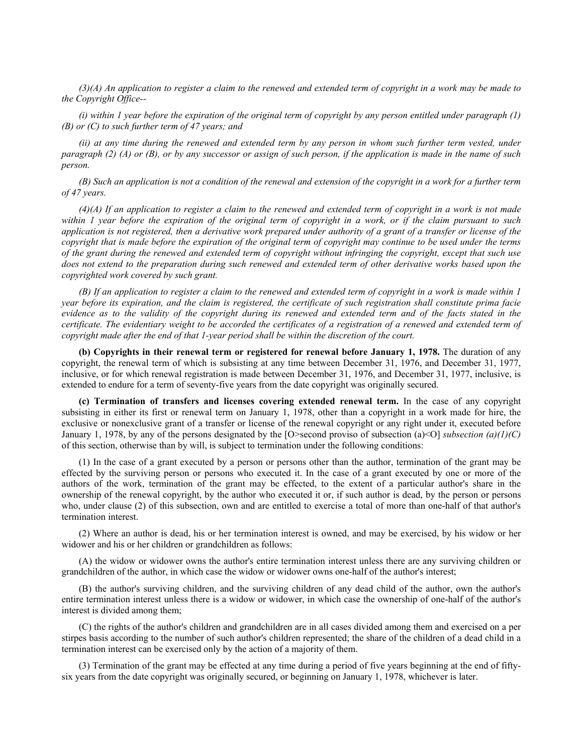*(3)(A) An application to register a claim to the renewed and extended term of copyright in a work may be made to the Copyright Office--*

*(i) within 1 year before the expiration of the original term of copyright by any person entitled under paragraph (1) (B) or (C) to such further term of 47 years; and*

*(ii) at any time during the renewed and extended term by any person in whom such further term vested, under paragraph (2) (A) or (B), or by any successor or assign of such person, if the application is made in the name of such person.*

*(B) Such an application is not a condition of the renewal and extension of the copyright in a work for a further term of 47 years.*

*(4)(A) If an application to register a claim to the renewed and extended term of copyright in a work is not made within 1 year before the expiration of the original term of copyright in a work, or if the claim pursuant to such application is not registered, then a derivative work prepared under authority of a grant of a transfer or license of the copyright that is made before the expiration of the original term of copyright may continue to be used under the terms of the grant during the renewed and extended term of copyright without infringing the copyright, except that such use does not extend to the preparation during such renewed and extended term of other derivative works based upon the copyrighted work covered by such grant.*

*(B) If an application to register a claim to the renewed and extended term of copyright in a work is made within 1 year before its expiration, and the claim is registered, the certificate of such registration shall constitute prima facie evidence as to the validity of the copyright during its renewed and extended term and of the facts stated in the certificate. The evidentiary weight to be accorded the certificates of a registration of a renewed and extended term of copyright made after the end of that 1-year period shall be within the discretion of the court.*

**(b) Copyrights in their renewal term or registered for renewal before January 1, 1978.** The duration of any copyright, the renewal term of which is subsisting at any time between December 31, 1976, and December 31, 1977, inclusive, or for which renewal registration is made between December 31, 1976, and December 31, 1977, inclusive, is extended to endure for a term of seventy-five years from the date copyright was originally secured.

**(c) Termination of transfers and licenses covering extended renewal term.** In the case of any copyright subsisting in either its first or renewal term on January 1, 1978, other than a copyright in a work made for hire, the exclusive or nonexclusive grant of a transfer or license of the renewal copyright or any right under it, executed before January 1, 1978, by any of the persons designated by the [O>second proviso of subsection (a)<O] *subsection (a)(1)(C)* of this section, otherwise than by will, is subject to termination under the following conditions:

(1) In the case of a grant executed by a person or persons other than the author, termination of the grant may be effected by the surviving person or persons who executed it. In the case of a grant executed by one or more of the authors of the work, termination of the grant may be effected, to the extent of a particular author's share in the ownership of the renewal copyright, by the author who executed it or, if such author is dead, by the person or persons who, under clause (2) of this subsection, own and are entitled to exercise a total of more than one-half of that author's termination interest.

(2) Where an author is dead, his or her termination interest is owned, and may be exercised, by his widow or her widower and his or her children or grandchildren as follows:

(A) the widow or widower owns the author's entire termination interest unless there are any surviving children or grandchildren of the author, in which case the widow or widower owns one-half of the author's interest;

(B) the author's surviving children, and the surviving children of any dead child of the author, own the author's entire termination interest unless there is a widow or widower, in which case the ownership of one-half of the author's interest is divided among them;

(C) the rights of the author's children and grandchildren are in all cases divided among them and exercised on a per stirpes basis according to the number of such author's children represented; the share of the children of a dead child in a termination interest can be exercised only by the action of a majority of them.

(3) Termination of the grant may be effected at any time during a period of five years beginning at the end of fifty-six years from the date copyright was originally secured, or beginning on January 1, 1978, whichever is later.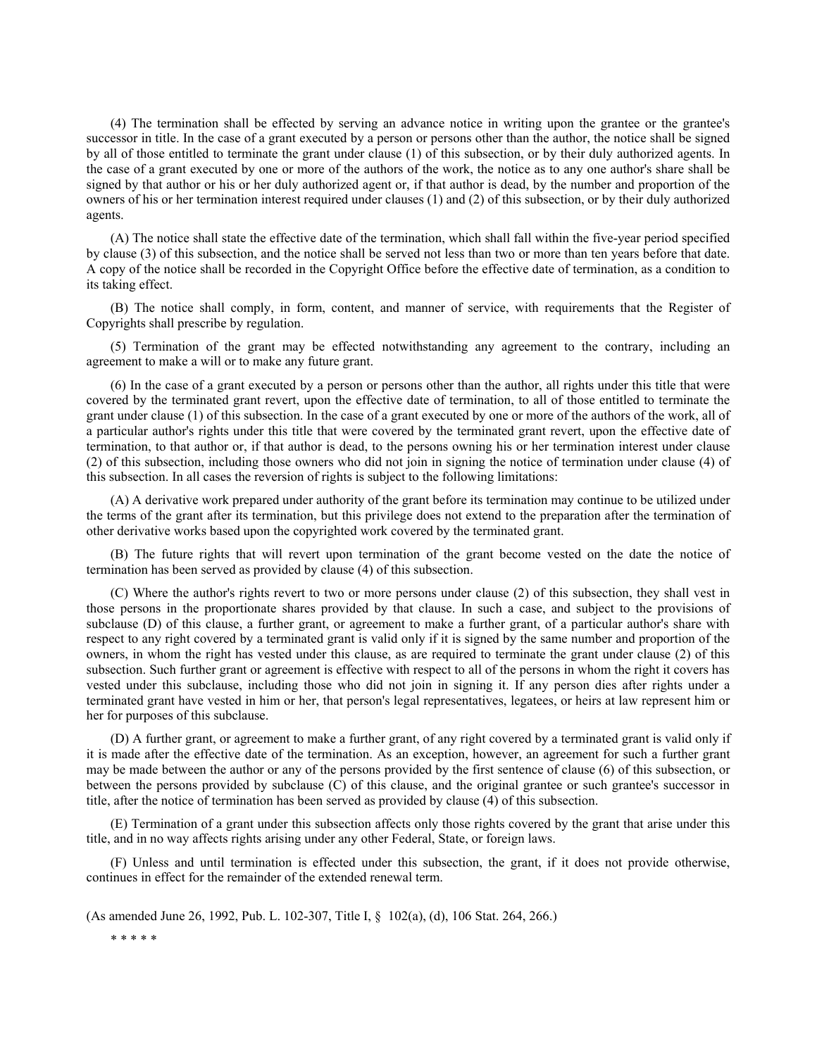(4) The termination shall be effected by serving an advance notice in writing upon the grantee or the grantee's successor in title. In the case of a grant executed by a person or persons other than the author, the notice shall be signed by all of those entitled to terminate the grant under clause (1) of this subsection, or by their duly authorized agents. In the case of a grant executed by one or more of the authors of the work, the notice as to any one author's share shall be signed by that author or his or her duly authorized agent or, if that author is dead, by the number and proportion of the owners of his or her termination interest required under clauses (1) and (2) of this subsection, or by their duly authorized agents.

(A) The notice shall state the effective date of the termination, which shall fall within the five-year period specified by clause (3) of this subsection, and the notice shall be served not less than two or more than ten years before that date. A copy of the notice shall be recorded in the Copyright Office before the effective date of termination, as a condition to its taking effect.

(B) The notice shall comply, in form, content, and manner of service, with requirements that the Register of Copyrights shall prescribe by regulation.

(5) Termination of the grant may be effected notwithstanding any agreement to the contrary, including an agreement to make a will or to make any future grant.

(6) In the case of a grant executed by a person or persons other than the author, all rights under this title that were covered by the terminated grant revert, upon the effective date of termination, to all of those entitled to terminate the grant under clause (1) of this subsection. In the case of a grant executed by one or more of the authors of the work, all of a particular author's rights under this title that were covered by the terminated grant revert, upon the effective date of termination, to that author or, if that author is dead, to the persons owning his or her termination interest under clause (2) of this subsection, including those owners who did not join in signing the notice of termination under clause (4) of this subsection. In all cases the reversion of rights is subject to the following limitations:

(A) A derivative work prepared under authority of the grant before its termination may continue to be utilized under the terms of the grant after its termination, but this privilege does not extend to the preparation after the termination of other derivative works based upon the copyrighted work covered by the terminated grant.

(B) The future rights that will revert upon termination of the grant become vested on the date the notice of termination has been served as provided by clause (4) of this subsection.

(C) Where the author's rights revert to two or more persons under clause (2) of this subsection, they shall vest in those persons in the proportionate shares provided by that clause. In such a case, and subject to the provisions of subclause (D) of this clause, a further grant, or agreement to make a further grant, of a particular author's share with respect to any right covered by a terminated grant is valid only if it is signed by the same number and proportion of the owners, in whom the right has vested under this clause, as are required to terminate the grant under clause (2) of this subsection. Such further grant or agreement is effective with respect to all of the persons in whom the right it covers has vested under this subclause, including those who did not join in signing it. If any person dies after rights under a terminated grant have vested in him or her, that person's legal representatives, legatees, or heirs at law represent him or her for purposes of this subclause.

(D) A further grant, or agreement to make a further grant, of any right covered by a terminated grant is valid only if it is made after the effective date of the termination. As an exception, however, an agreement for such a further grant may be made between the author or any of the persons provided by the first sentence of clause (6) of this subsection, or between the persons provided by subclause (C) of this clause, and the original grantee or such grantee's successor in title, after the notice of termination has been served as provided by clause (4) of this subsection.

(E) Termination of a grant under this subsection affects only those rights covered by the grant that arise under this title, and in no way affects rights arising under any other Federal, State, or foreign laws.

(F) Unless and until termination is effected under this subsection, the grant, if it does not provide otherwise, continues in effect for the remainder of the extended renewal term.

(As amended June 26, 1992, Pub. L. 102-307, Title I, § 102(a), (d), 106 Stat. 264, 266.)

* * * * *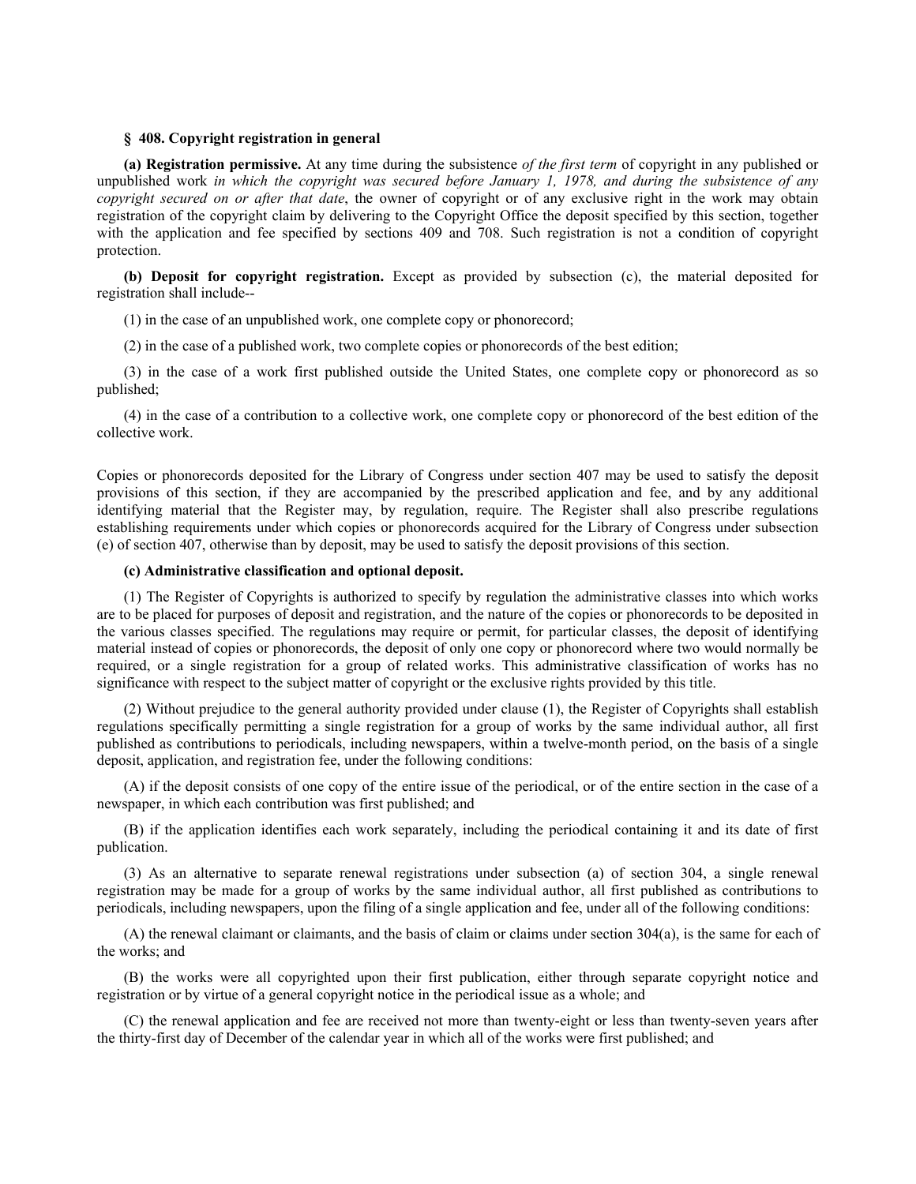### § 408. Copyright registration in general

**(a) Registration permissive.** At any time during the subsistence *of the first term* of copyright in any published or unpublished work *in which the copyright was secured before January 1, 1978, and during the subsistence of any copyright secured on or after that date*, the owner of copyright or of any exclusive right in the work may obtain registration of the copyright claim by delivering to the Copyright Office the deposit specified by this section, together with the application and fee specified by sections 409 and 708. Such registration is not a condition of copyright protection.

**(b) Deposit for copyright registration.** Except as provided by subsection (c), the material deposited for registration shall include--

(1) in the case of an unpublished work, one complete copy or phonorecord;

(2) in the case of a published work, two complete copies or phonorecords of the best edition;

(3) in the case of a work first published outside the United States, one complete copy or phonorecord as so published;

(4) in the case of a contribution to a collective work, one complete copy or phonorecord of the best edition of the collective work.

Copies or phonorecords deposited for the Library of Congress under section 407 may be used to satisfy the deposit provisions of this section, if they are accompanied by the prescribed application and fee, and by any additional identifying material that the Register may, by regulation, require. The Register shall also prescribe regulations establishing requirements under which copies or phonorecords acquired for the Library of Congress under subsection (e) of section 407, otherwise than by deposit, may be used to satisfy the deposit provisions of this section.

**(c) Administrative classification and optional deposit.**

(1) The Register of Copyrights is authorized to specify by regulation the administrative classes into which works are to be placed for purposes of deposit and registration, and the nature of the copies or phonorecords to be deposited in the various classes specified. The regulations may require or permit, for particular classes, the deposit of identifying material instead of copies or phonorecords, the deposit of only one copy or phonorecord where two would normally be required, or a single registration for a group of related works. This administrative classification of works has no significance with respect to the subject matter of copyright or the exclusive rights provided by this title.

(2) Without prejudice to the general authority provided under clause (1), the Register of Copyrights shall establish regulations specifically permitting a single registration for a group of works by the same individual author, all first published as contributions to periodicals, including newspapers, within a twelve-month period, on the basis of a single deposit, application, and registration fee, under the following conditions:

(A) if the deposit consists of one copy of the entire issue of the periodical, or of the entire section in the case of a newspaper, in which each contribution was first published; and

(B) if the application identifies each work separately, including the periodical containing it and its date of first publication.

(3) As an alternative to separate renewal registrations under subsection (a) of section 304, a single renewal registration may be made for a group of works by the same individual author, all first published as contributions to periodicals, including newspapers, upon the filing of a single application and fee, under all of the following conditions:

(A) the renewal claimant or claimants, and the basis of claim or claims under section 304(a), is the same for each of the works; and

(B) the works were all copyrighted upon their first publication, either through separate copyright notice and registration or by virtue of a general copyright notice in the periodical issue as a whole; and

(C) the renewal application and fee are received not more than twenty-eight or less than twenty-seven years after the thirty-first day of December of the calendar year in which all of the works were first published; and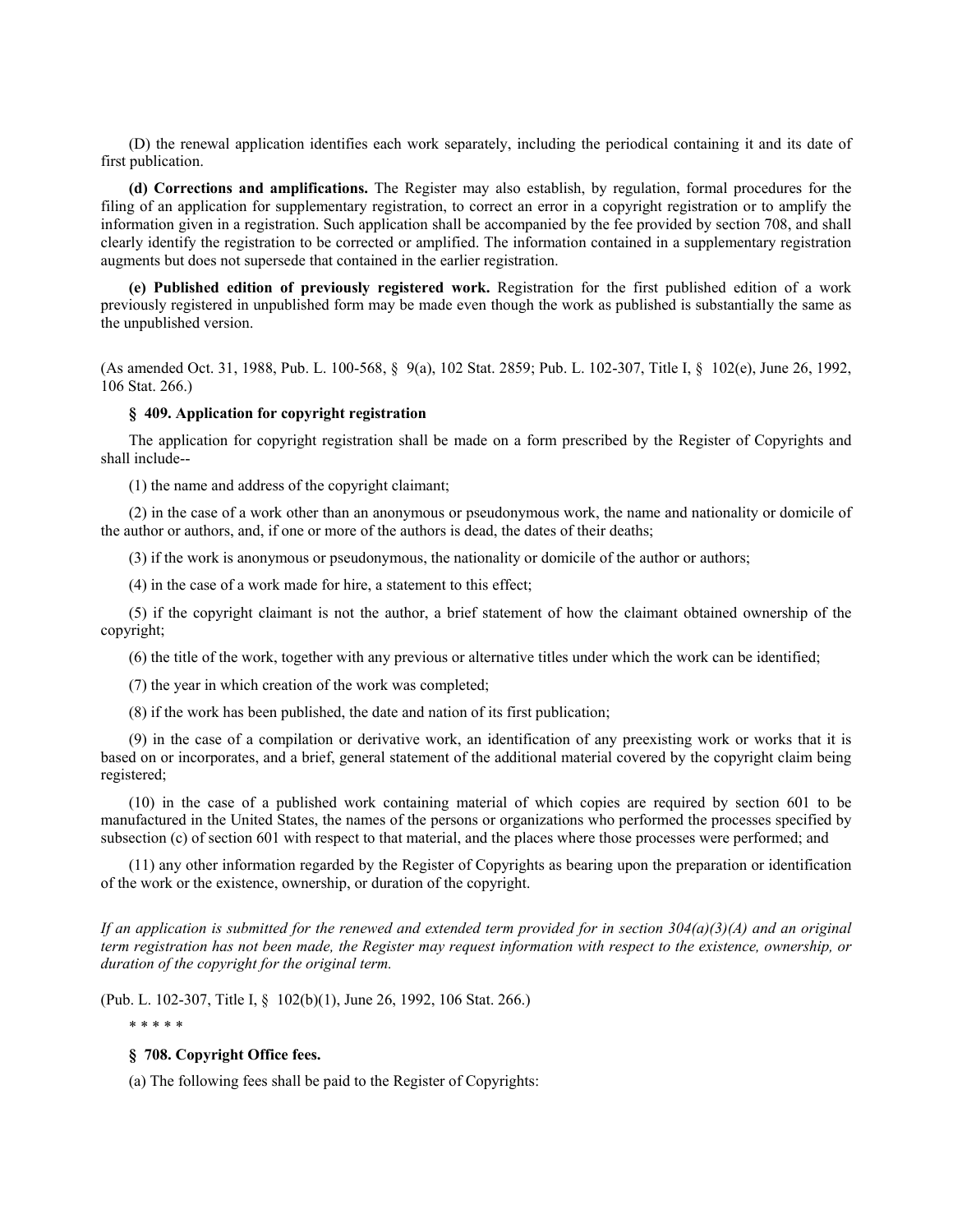(D) the renewal application identifies each work separately, including the periodical containing it and its date of first publication.

**(d) Corrections and amplifications.** The Register may also establish, by regulation, formal procedures for the filing of an application for supplementary registration, to correct an error in a copyright registration or to amplify the information given in a registration. Such application shall be accompanied by the fee provided by section 708, and shall clearly identify the registration to be corrected or amplified. The information contained in a supplementary registration augments but does not supersede that contained in the earlier registration.

**(e) Published edition of previously registered work.** Registration for the first published edition of a work previously registered in unpublished form may be made even though the work as published is substantially the same as the unpublished version.

(As amended Oct. 31, 1988, Pub. L. 100-568, § 9(a), 102 Stat. 2859; Pub. L. 102-307, Title I, § 102(e), June 26, 1992, 106 Stat. 266.)

### § 409. Application for copyright registration

The application for copyright registration shall be made on a form prescribed by the Register of Copyrights and shall include--

(1) the name and address of the copyright claimant;

(2) in the case of a work other than an anonymous or pseudonymous work, the name and nationality or domicile of the author or authors, and, if one or more of the authors is dead, the dates of their deaths;

(3) if the work is anonymous or pseudonymous, the nationality or domicile of the author or authors;

(4) in the case of a work made for hire, a statement to this effect;

(5) if the copyright claimant is not the author, a brief statement of how the claimant obtained ownership of the copyright;

(6) the title of the work, together with any previous or alternative titles under which the work can be identified;

(7) the year in which creation of the work was completed;

(8) if the work has been published, the date and nation of its first publication;

(9) in the case of a compilation or derivative work, an identification of any preexisting work or works that it is based on or incorporates, and a brief, general statement of the additional material covered by the copyright claim being registered;

(10) in the case of a published work containing material of which copies are required by section 601 to be manufactured in the United States, the names of the persons or organizations who performed the processes specified by subsection (c) of section 601 with respect to that material, and the places where those processes were performed; and

(11) any other information regarded by the Register of Copyrights as bearing upon the preparation or identification of the work or the existence, ownership, or duration of the copyright.

*If an application is submitted for the renewed and extended term provided for in section 304(a)(3)(A) and an original term registration has not been made, the Register may request information with respect to the existence, ownership, or duration of the copyright for the original term.*

(Pub. L. 102-307, Title I, § 102(b)(1), June 26, 1992, 106 Stat. 266.)

* * * * *

### § 708. Copyright Office fees.

(a) The following fees shall be paid to the Register of Copyrights: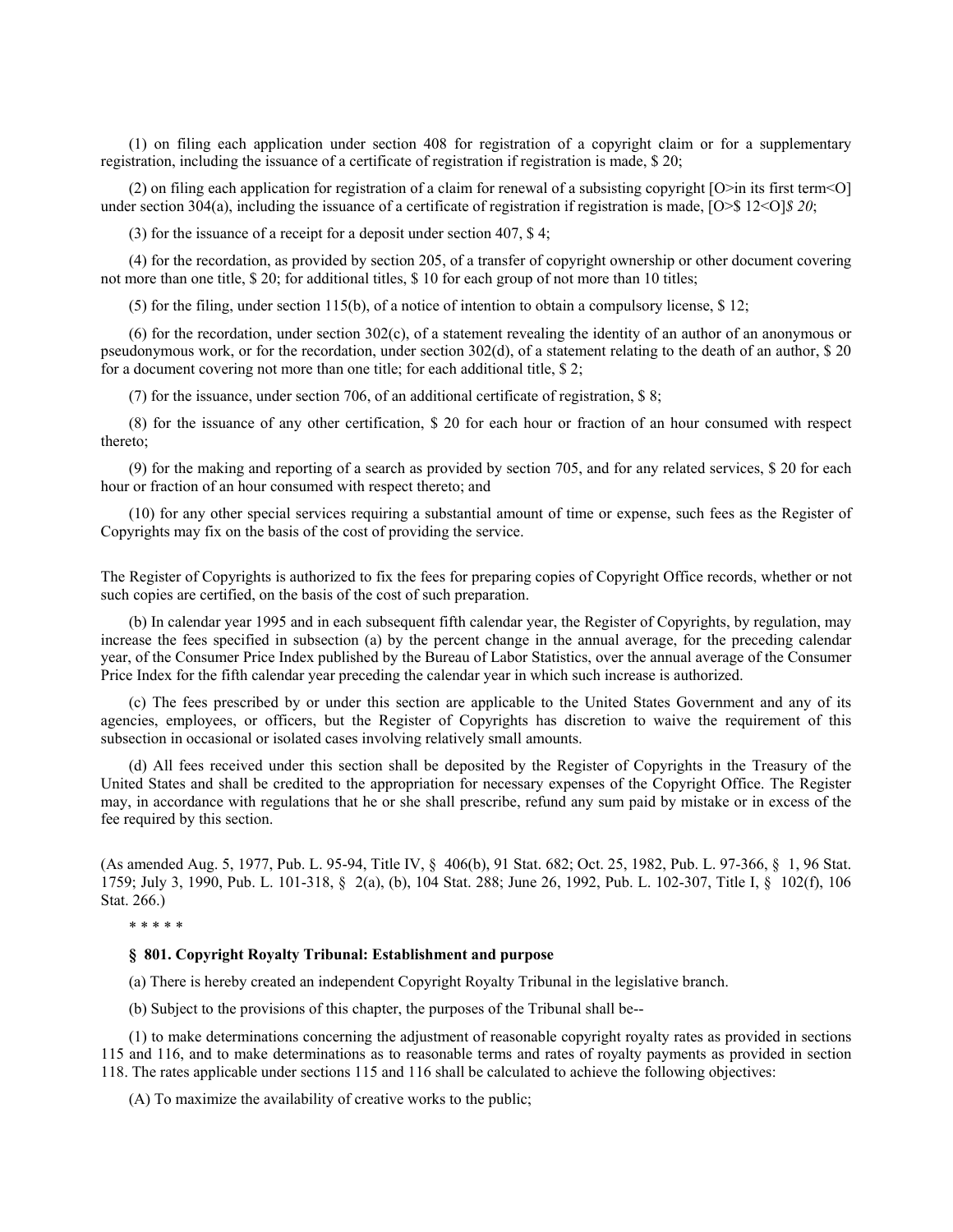(1) on filing each application under section 408 for registration of a copyright claim or for a supplementary registration, including the issuance of a certificate of registration if registration is made, $ 20;

(2) on filing each application for registration of a claim for renewal of a subsisting copyright [O>in its first term<O] under section 304(a), including the issuance of a certificate of registration if registration is made, [O>$ 12<O]*$ 20*;

(3) for the issuance of a receipt for a deposit under section 407, $ 4;

(4) for the recordation, as provided by section 205, of a transfer of copyright ownership or other document covering not more than one title, $ 20; for additional titles, $ 10 for each group of not more than 10 titles;

(5) for the filing, under section 115(b), of a notice of intention to obtain a compulsory license, $ 12;

(6) for the recordation, under section 302(c), of a statement revealing the identity of an author of an anonymous or pseudonymous work, or for the recordation, under section 302(d), of a statement relating to the death of an author, $ 20 for a document covering not more than one title; for each additional title, $ 2;

(7) for the issuance, under section 706, of an additional certificate of registration, $ 8;

(8) for the issuance of any other certification, $ 20 for each hour or fraction of an hour consumed with respect thereto;

(9) for the making and reporting of a search as provided by section 705, and for any related services, $ 20 for each hour or fraction of an hour consumed with respect thereto; and

(10) for any other special services requiring a substantial amount of time or expense, such fees as the Register of Copyrights may fix on the basis of the cost of providing the service.

The Register of Copyrights is authorized to fix the fees for preparing copies of Copyright Office records, whether or not such copies are certified, on the basis of the cost of such preparation.

(b) In calendar year 1995 and in each subsequent fifth calendar year, the Register of Copyrights, by regulation, may increase the fees specified in subsection (a) by the percent change in the annual average, for the preceding calendar year, of the Consumer Price Index published by the Bureau of Labor Statistics, over the annual average of the Consumer Price Index for the fifth calendar year preceding the calendar year in which such increase is authorized.

(c) The fees prescribed by or under this section are applicable to the United States Government and any of its agencies, employees, or officers, but the Register of Copyrights has discretion to waive the requirement of this subsection in occasional or isolated cases involving relatively small amounts.

(d) All fees received under this section shall be deposited by the Register of Copyrights in the Treasury of the United States and shall be credited to the appropriation for necessary expenses of the Copyright Office. The Register may, in accordance with regulations that he or she shall prescribe, refund any sum paid by mistake or in excess of the fee required by this section.

(As amended Aug. 5, 1977, Pub. L. 95-94, Title IV, § 406(b), 91 Stat. 682; Oct. 25, 1982, Pub. L. 97-366, § 1, 96 Stat. 1759; July 3, 1990, Pub. L. 101-318, § 2(a), (b), 104 Stat. 288; June 26, 1992, Pub. L. 102-307, Title I, § 102(f), 106 Stat. 266.)

* * * * *

**§ 801. Copyright Royalty Tribunal: Establishment and purpose**

(a) There is hereby created an independent Copyright Royalty Tribunal in the legislative branch.

(b) Subject to the provisions of this chapter, the purposes of the Tribunal shall be--

(1) to make determinations concerning the adjustment of reasonable copyright royalty rates as provided in sections 115 and 116, and to make determinations as to reasonable terms and rates of royalty payments as provided in section 118. The rates applicable under sections 115 and 116 shall be calculated to achieve the following objectives:

(A) To maximize the availability of creative works to the public;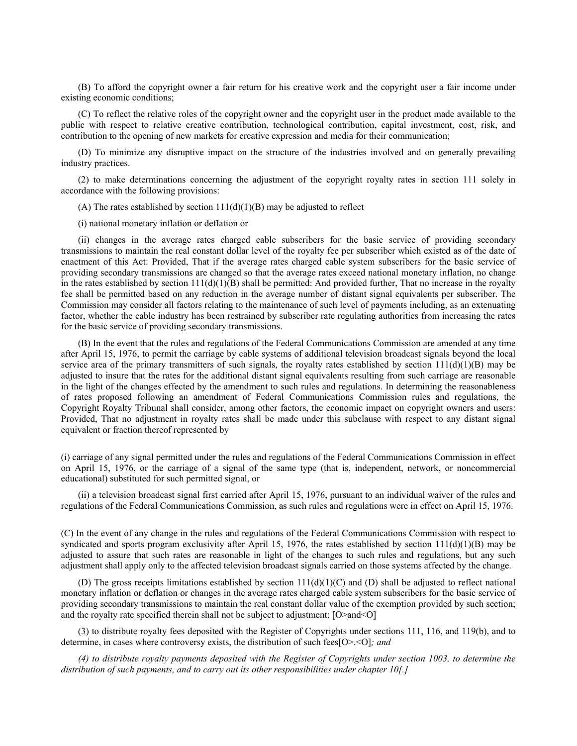(B) To afford the copyright owner a fair return for his creative work and the copyright user a fair income under existing economic conditions;

(C) To reflect the relative roles of the copyright owner and the copyright user in the product made available to the public with respect to relative creative contribution, technological contribution, capital investment, cost, risk, and contribution to the opening of new markets for creative expression and media for their communication;

(D) To minimize any disruptive impact on the structure of the industries involved and on generally prevailing industry practices.

(2) to make determinations concerning the adjustment of the copyright royalty rates in section 111 solely in accordance with the following provisions:

(A) The rates established by section 111(d)(1)(B) may be adjusted to reflect

(i) national monetary inflation or deflation or

(ii) changes in the average rates charged cable subscribers for the basic service of providing secondary transmissions to maintain the real constant dollar level of the royalty fee per subscriber which existed as of the date of enactment of this Act: Provided, That if the average rates charged cable system subscribers for the basic service of providing secondary transmissions are changed so that the average rates exceed national monetary inflation, no change in the rates established by section 111(d)(1)(B) shall be permitted: And provided further, That no increase in the royalty fee shall be permitted based on any reduction in the average number of distant signal equivalents per subscriber. The Commission may consider all factors relating to the maintenance of such level of payments including, as an extenuating factor, whether the cable industry has been restrained by subscriber rate regulating authorities from increasing the rates for the basic service of providing secondary transmissions.

(B) In the event that the rules and regulations of the Federal Communications Commission are amended at any time after April 15, 1976, to permit the carriage by cable systems of additional television broadcast signals beyond the local service area of the primary transmitters of such signals, the royalty rates established by section 111(d)(1)(B) may be adjusted to insure that the rates for the additional distant signal equivalents resulting from such carriage are reasonable in the light of the changes effected by the amendment to such rules and regulations. In determining the reasonableness of rates proposed following an amendment of Federal Communications Commission rules and regulations, the Copyright Royalty Tribunal shall consider, among other factors, the economic impact on copyright owners and users: Provided, That no adjustment in royalty rates shall be made under this subclause with respect to any distant signal equivalent or fraction thereof represented by

(i) carriage of any signal permitted under the rules and regulations of the Federal Communications Commission in effect on April 15, 1976, or the carriage of a signal of the same type (that is, independent, network, or noncommercial educational) substituted for such permitted signal, or

(ii) a television broadcast signal first carried after April 15, 1976, pursuant to an individual waiver of the rules and regulations of the Federal Communications Commission, as such rules and regulations were in effect on April 15, 1976.

(C) In the event of any change in the rules and regulations of the Federal Communications Commission with respect to syndicated and sports program exclusivity after April 15, 1976, the rates established by section 111(d)(1)(B) may be adjusted to assure that such rates are reasonable in light of the changes to such rules and regulations, but any such adjustment shall apply only to the affected television broadcast signals carried on those systems affected by the change.

(D) The gross receipts limitations established by section 111(d)(1)(C) and (D) shall be adjusted to reflect national monetary inflation or deflation or changes in the average rates charged cable system subscribers for the basic service of providing secondary transmissions to maintain the real constant dollar value of the exemption provided by such section; and the royalty rate specified therein shall not be subject to adjustment; [O>and<O]

(3) to distribute royalty fees deposited with the Register of Copyrights under sections 111, 116, and 119(b), and to determine, in cases where controversy exists, the distribution of such fees[O>.<O]*; and*

*(4) to distribute royalty payments deposited with the Register of Copyrights under section 1003, to determine the distribution of such payments, and to carry out its other responsibilities under chapter 10[.]*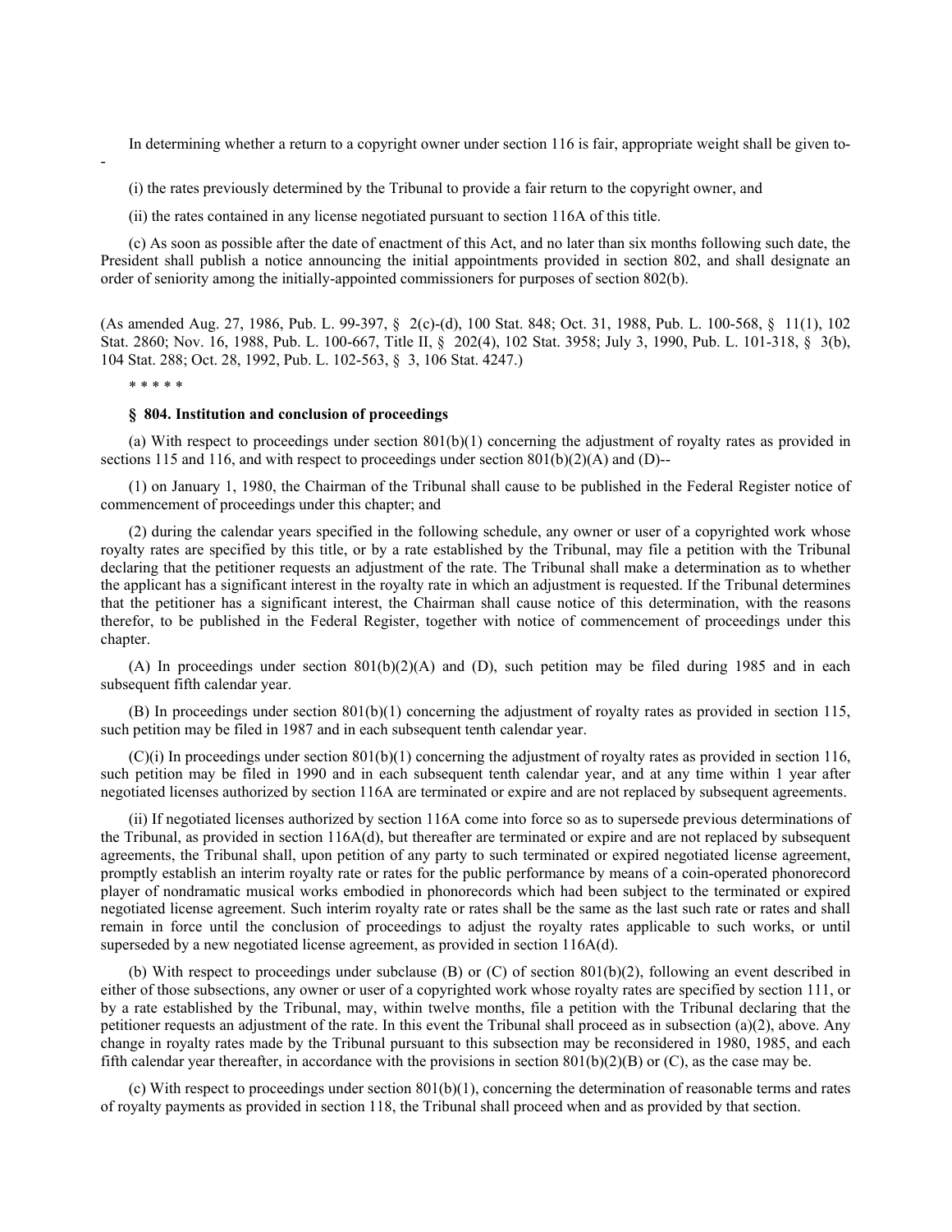In determining whether a return to a copyright owner under section 116 is fair, appropriate weight shall be given to--

(i) the rates previously determined by the Tribunal to provide a fair return to the copyright owner, and

(ii) the rates contained in any license negotiated pursuant to section 116A of this title.

(c) As soon as possible after the date of enactment of this Act, and no later than six months following such date, the President shall publish a notice announcing the initial appointments provided in section 802, and shall designate an order of seniority among the initially-appointed commissioners for purposes of section 802(b).

(As amended Aug. 27, 1986, Pub. L. 99-397, § 2(c)-(d), 100 Stat. 848; Oct. 31, 1988, Pub. L. 100-568, § 11(1), 102 Stat. 2860; Nov. 16, 1988, Pub. L. 100-667, Title II, § 202(4), 102 Stat. 3958; July 3, 1990, Pub. L. 101-318, § 3(b), 104 Stat. 288; Oct. 28, 1992, Pub. L. 102-563, § 3, 106 Stat. 4247.)

* * * * *

**§ 804. Institution and conclusion of proceedings**

(a) With respect to proceedings under section 801(b)(1) concerning the adjustment of royalty rates as provided in sections 115 and 116, and with respect to proceedings under section 801(b)(2)(A) and (D)--

(1) on January 1, 1980, the Chairman of the Tribunal shall cause to be published in the Federal Register notice of commencement of proceedings under this chapter; and

(2) during the calendar years specified in the following schedule, any owner or user of a copyrighted work whose royalty rates are specified by this title, or by a rate established by the Tribunal, may file a petition with the Tribunal declaring that the petitioner requests an adjustment of the rate. The Tribunal shall make a determination as to whether the applicant has a significant interest in the royalty rate in which an adjustment is requested. If the Tribunal determines that the petitioner has a significant interest, the Chairman shall cause notice of this determination, with the reasons therefor, to be published in the Federal Register, together with notice of commencement of proceedings under this chapter.

(A) In proceedings under section 801(b)(2)(A) and (D), such petition may be filed during 1985 and in each subsequent fifth calendar year.

(B) In proceedings under section 801(b)(1) concerning the adjustment of royalty rates as provided in section 115, such petition may be filed in 1987 and in each subsequent tenth calendar year.

(C)(i) In proceedings under section 801(b)(1) concerning the adjustment of royalty rates as provided in section 116, such petition may be filed in 1990 and in each subsequent tenth calendar year, and at any time within 1 year after negotiated licenses authorized by section 116A are terminated or expire and are not replaced by subsequent agreements.

(ii) If negotiated licenses authorized by section 116A come into force so as to supersede previous determinations of the Tribunal, as provided in section 116A(d), but thereafter are terminated or expire and are not replaced by subsequent agreements, the Tribunal shall, upon petition of any party to such terminated or expired negotiated license agreement, promptly establish an interim royalty rate or rates for the public performance by means of a coin-operated phonorecord player of nondramatic musical works embodied in phonorecords which had been subject to the terminated or expired negotiated license agreement. Such interim royalty rate or rates shall be the same as the last such rate or rates and shall remain in force until the conclusion of proceedings to adjust the royalty rates applicable to such works, or until superseded by a new negotiated license agreement, as provided in section 116A(d).

(b) With respect to proceedings under subclause (B) or (C) of section 801(b)(2), following an event described in either of those subsections, any owner or user of a copyrighted work whose royalty rates are specified by section 111, or by a rate established by the Tribunal, may, within twelve months, file a petition with the Tribunal declaring that the petitioner requests an adjustment of the rate. In this event the Tribunal shall proceed as in subsection (a)(2), above. Any change in royalty rates made by the Tribunal pursuant to this subsection may be reconsidered in 1980, 1985, and each fifth calendar year thereafter, in accordance with the provisions in section 801(b)(2)(B) or (C), as the case may be.

(c) With respect to proceedings under section 801(b)(1), concerning the determination of reasonable terms and rates of royalty payments as provided in section 118, the Tribunal shall proceed when and as provided by that section.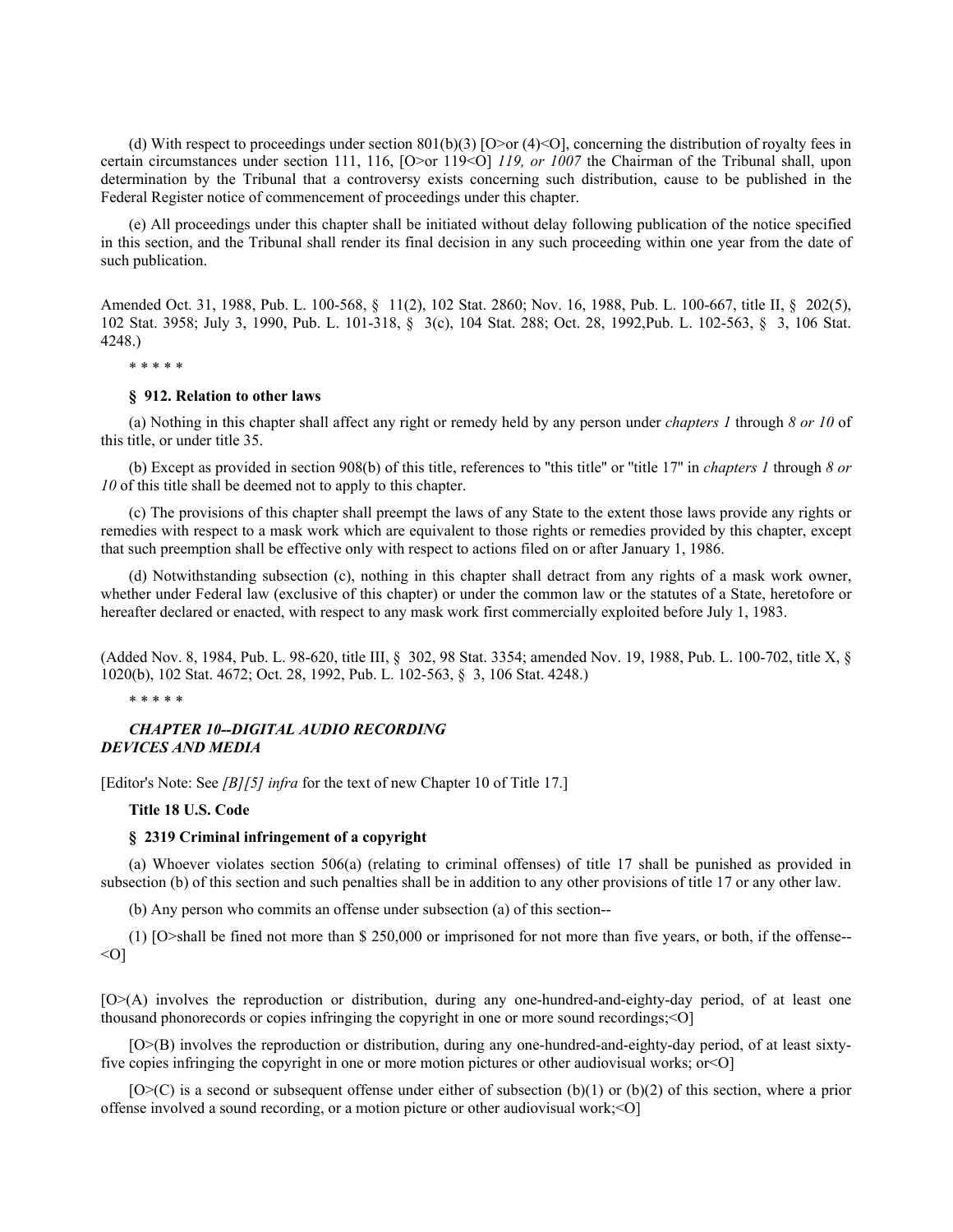(d) With respect to proceedings under section 801(b)(3) [O>or (4)<O], concerning the distribution of royalty fees in certain circumstances under section 111, 116, [O>or 119<O] *119, or 1007* the Chairman of the Tribunal shall, upon determination by the Tribunal that a controversy exists concerning such distribution, cause to be published in the Federal Register notice of commencement of proceedings under this chapter.

(e) All proceedings under this chapter shall be initiated without delay following publication of the notice specified in this section, and the Tribunal shall render its final decision in any such proceeding within one year from the date of such publication.

Amended Oct. 31, 1988, Pub. L. 100-568, § 11(2), 102 Stat. 2860; Nov. 16, 1988, Pub. L. 100-667, title II, § 202(5), 102 Stat. 3958; July 3, 1990, Pub. L. 101-318, § 3(c), 104 Stat. 288; Oct. 28, 1992,Pub. L. 102-563, § 3, 106 Stat. 4248.)

\* \* \* \* \*

**§ 912. Relation to other laws**

(a) Nothing in this chapter shall affect any right or remedy held by any person under *chapters 1* through *8 or 10* of this title, or under title 35.

(b) Except as provided in section 908(b) of this title, references to "this title" or "title 17" in *chapters 1* through *8 or 10* of this title shall be deemed not to apply to this chapter.

(c) The provisions of this chapter shall preempt the laws of any State to the extent those laws provide any rights or remedies with respect to a mask work which are equivalent to those rights or remedies provided by this chapter, except that such preemption shall be effective only with respect to actions filed on or after January 1, 1986.

(d) Notwithstanding subsection (c), nothing in this chapter shall detract from any rights of a mask work owner, whether under Federal law (exclusive of this chapter) or under the common law or the statutes of a State, heretofore or hereafter declared or enacted, with respect to any mask work first commercially exploited before July 1, 1983.

(Added Nov. 8, 1984, Pub. L. 98-620, title III, § 302, 98 Stat. 3354; amended Nov. 19, 1988, Pub. L. 100-702, title X, § 1020(b), 102 Stat. 4672; Oct. 28, 1992, Pub. L. 102-563, § 3, 106 Stat. 4248.)

\* \* \* \* \*

***CHAPTER 10--DIGITAL AUDIO RECORDING DEVICES AND MEDIA***

[Editor's Note: See *[B][5] infra* for the text of new Chapter 10 of Title 17.]

**Title 18 U.S. Code**

**§ 2319 Criminal infringement of a copyright**

(a) Whoever violates section 506(a) (relating to criminal offenses) of title 17 shall be punished as provided in subsection (b) of this section and such penalties shall be in addition to any other provisions of title 17 or any other law.

(b) Any person who commits an offense under subsection (a) of this section--

(1) [O>shall be fined not more than $ 250,000 or imprisoned for not more than five years, or both, if the offense--<O]

[O>(A) involves the reproduction or distribution, during any one-hundred-and-eighty-day period, of at least one thousand phonorecords or copies infringing the copyright in one or more sound recordings;<O]

[O>(B) involves the reproduction or distribution, during any one-hundred-and-eighty-day period, of at least sixty-five copies infringing the copyright in one or more motion pictures or other audiovisual works; or<O]

[O>(C) is a second or subsequent offense under either of subsection (b)(1) or (b)(2) of this section, where a prior offense involved a sound recording, or a motion picture or other audiovisual work;<O]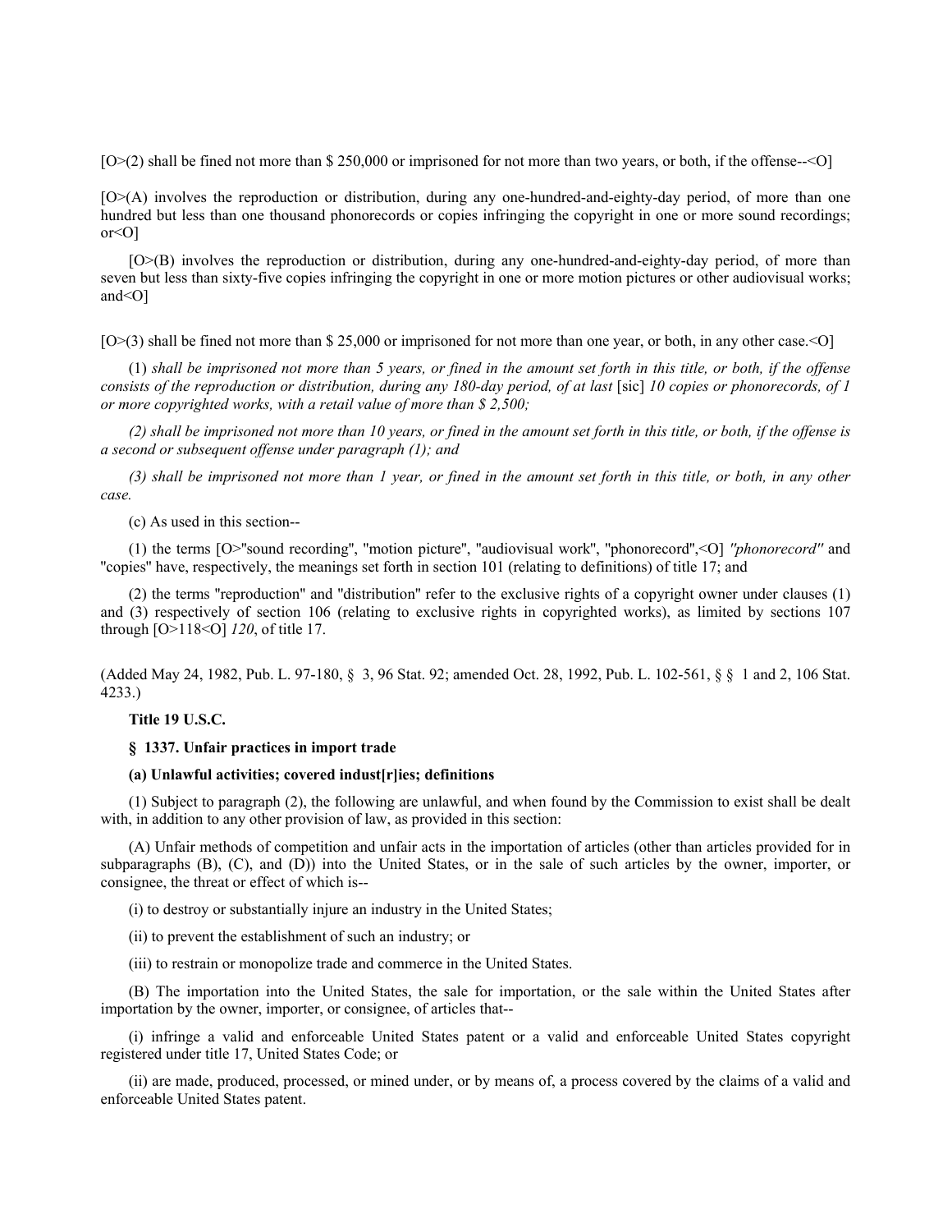[O>(2) shall be fined not more than $ 250,000 or imprisoned for not more than two years, or both, if the offense--<O]

[O>(A) involves the reproduction or distribution, during any one-hundred-and-eighty-day period, of more than one hundred but less than one thousand phonorecords or copies infringing the copyright in one or more sound recordings; or<O]

[O>(B) involves the reproduction or distribution, during any one-hundred-and-eighty-day period, of more than seven but less than sixty-five copies infringing the copyright in one or more motion pictures or other audiovisual works; and<O]

[O>(3) shall be fined not more than $ 25,000 or imprisoned for not more than one year, or both, in any other case.<O]

(1) *shall be imprisoned not more than 5 years, or fined in the amount set forth in this title, or both, if the offense consists of the reproduction or distribution, during any 180-day period, of at last* [sic] *10 copies or phonorecords, of 1 or more copyrighted works, with a retail value of more than $ 2,500;*

*(2) shall be imprisoned not more than 10 years, or fined in the amount set forth in this title, or both, if the offense is a second or subsequent offense under paragraph (1); and*

*(3) shall be imprisoned not more than 1 year, or fined in the amount set forth in this title, or both, in any other case.*

(c) As used in this section--

(1) the terms [O>"sound recording", "motion picture", "audiovisual work", "phonorecord",<O] *"phonorecord"* and "copies" have, respectively, the meanings set forth in section 101 (relating to definitions) of title 17; and

(2) the terms "reproduction" and "distribution" refer to the exclusive rights of a copyright owner under clauses (1) and (3) respectively of section 106 (relating to exclusive rights in copyrighted works), as limited by sections 107 through [O>118<O] *120*, of title 17.

(Added May 24, 1982, Pub. L. 97-180, § 3, 96 Stat. 92; amended Oct. 28, 1992, Pub. L. 102-561, § § 1 and 2, 106 Stat. 4233.)

**Title 19 U.S.C.**

**§ 1337. Unfair practices in import trade**

**(a) Unlawful activities; covered indust[r]ies; definitions**

(1) Subject to paragraph (2), the following are unlawful, and when found by the Commission to exist shall be dealt with, in addition to any other provision of law, as provided in this section:

(A) Unfair methods of competition and unfair acts in the importation of articles (other than articles provided for in subparagraphs (B), (C), and (D)) into the United States, or in the sale of such articles by the owner, importer, or consignee, the threat or effect of which is--

(i) to destroy or substantially injure an industry in the United States;

(ii) to prevent the establishment of such an industry; or

(iii) to restrain or monopolize trade and commerce in the United States.

(B) The importation into the United States, the sale for importation, or the sale within the United States after importation by the owner, importer, or consignee, of articles that--

(i) infringe a valid and enforceable United States patent or a valid and enforceable United States copyright registered under title 17, United States Code; or

(ii) are made, produced, processed, or mined under, or by means of, a process covered by the claims of a valid and enforceable United States patent.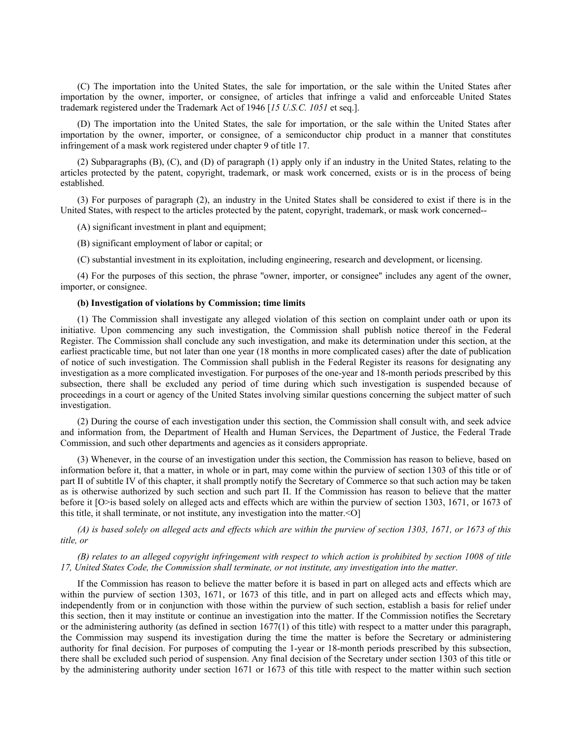(C) The importation into the United States, the sale for importation, or the sale within the United States after importation by the owner, importer, or consignee, of articles that infringe a valid and enforceable United States trademark registered under the Trademark Act of 1946 [*15 U.S.C. 1051* et seq.].

(D) The importation into the United States, the sale for importation, or the sale within the United States after importation by the owner, importer, or consignee, of a semiconductor chip product in a manner that constitutes infringement of a mask work registered under chapter 9 of title 17.

(2) Subparagraphs (B), (C), and (D) of paragraph (1) apply only if an industry in the United States, relating to the articles protected by the patent, copyright, trademark, or mask work concerned, exists or is in the process of being established.

(3) For purposes of paragraph (2), an industry in the United States shall be considered to exist if there is in the United States, with respect to the articles protected by the patent, copyright, trademark, or mask work concerned--

(A) significant investment in plant and equipment;

(B) significant employment of labor or capital; or

(C) substantial investment in its exploitation, including engineering, research and development, or licensing.

(4) For the purposes of this section, the phrase "owner, importer, or consignee" includes any agent of the owner, importer, or consignee.

**(b) Investigation of violations by Commission; time limits**

(1) The Commission shall investigate any alleged violation of this section on complaint under oath or upon its initiative. Upon commencing any such investigation, the Commission shall publish notice thereof in the Federal Register. The Commission shall conclude any such investigation, and make its determination under this section, at the earliest practicable time, but not later than one year (18 months in more complicated cases) after the date of publication of notice of such investigation. The Commission shall publish in the Federal Register its reasons for designating any investigation as a more complicated investigation. For purposes of the one-year and 18-month periods prescribed by this subsection, there shall be excluded any period of time during which such investigation is suspended because of proceedings in a court or agency of the United States involving similar questions concerning the subject matter of such investigation.

(2) During the course of each investigation under this section, the Commission shall consult with, and seek advice and information from, the Department of Health and Human Services, the Department of Justice, the Federal Trade Commission, and such other departments and agencies as it considers appropriate.

(3) Whenever, in the course of an investigation under this section, the Commission has reason to believe, based on information before it, that a matter, in whole or in part, may come within the purview of section 1303 of this title or of part II of subtitle IV of this chapter, it shall promptly notify the Secretary of Commerce so that such action may be taken as is otherwise authorized by such section and such part II. If the Commission has reason to believe that the matter before it [O>is based solely on alleged acts and effects which are within the purview of section 1303, 1671, or 1673 of this title, it shall terminate, or not institute, any investigation into the matter.<O]

*(A) is based solely on alleged acts and effects which are within the purview of section 1303, 1671, or 1673 of this title, or*

*(B) relates to an alleged copyright infringement with respect to which action is prohibited by section 1008 of title 17, United States Code, the Commission shall terminate, or not institute, any investigation into the matter.*

If the Commission has reason to believe the matter before it is based in part on alleged acts and effects which are within the purview of section 1303, 1671, or 1673 of this title, and in part on alleged acts and effects which may, independently from or in conjunction with those within the purview of such section, establish a basis for relief under this section, then it may institute or continue an investigation into the matter. If the Commission notifies the Secretary or the administering authority (as defined in section 1677(1) of this title) with respect to a matter under this paragraph, the Commission may suspend its investigation during the time the matter is before the Secretary or administering authority for final decision. For purposes of computing the 1-year or 18-month periods prescribed by this subsection, there shall be excluded such period of suspension. Any final decision of the Secretary under section 1303 of this title or by the administering authority under section 1671 or 1673 of this title with respect to the matter within such section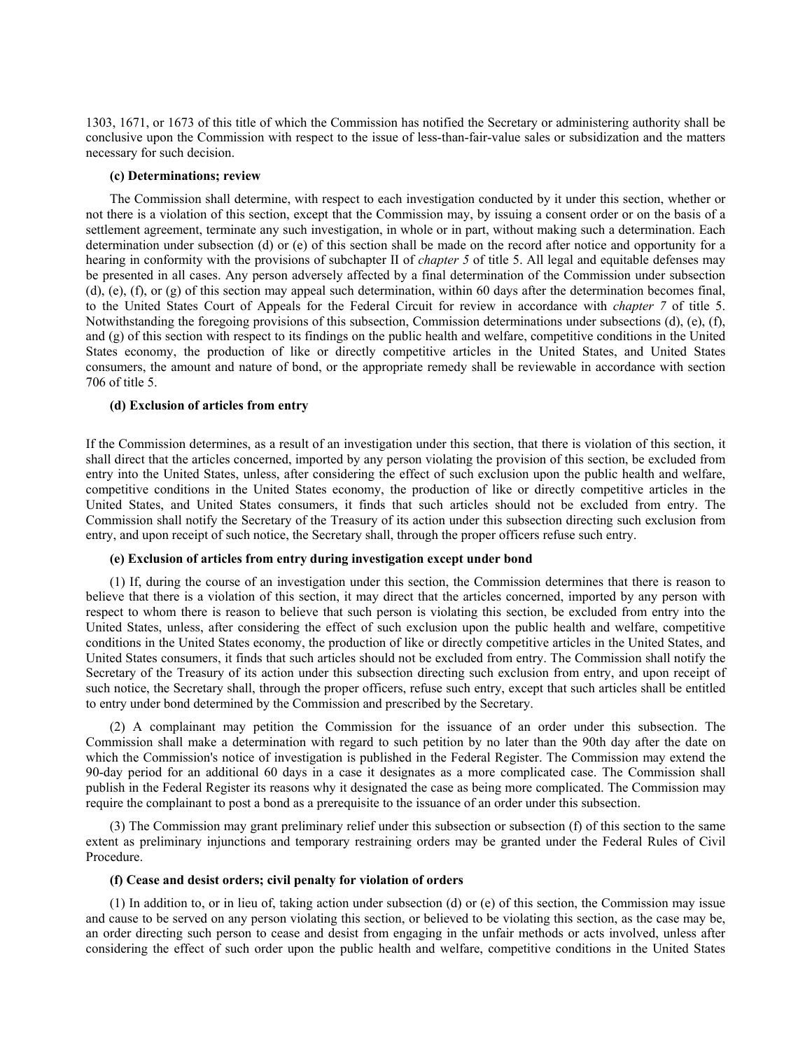1303, 1671, or 1673 of this title of which the Commission has notified the Secretary or administering authority shall be conclusive upon the Commission with respect to the issue of less-than-fair-value sales or subsidization and the matters necessary for such decision.

**(c) Determinations; review**

The Commission shall determine, with respect to each investigation conducted by it under this section, whether or not there is a violation of this section, except that the Commission may, by issuing a consent order or on the basis of a settlement agreement, terminate any such investigation, in whole or in part, without making such a determination. Each determination under subsection (d) or (e) of this section shall be made on the record after notice and opportunity for a hearing in conformity with the provisions of subchapter II of *chapter 5* of title 5. All legal and equitable defenses may be presented in all cases. Any person adversely affected by a final determination of the Commission under subsection (d), (e), (f), or (g) of this section may appeal such determination, within 60 days after the determination becomes final, to the United States Court of Appeals for the Federal Circuit for review in accordance with *chapter 7* of title 5. Notwithstanding the foregoing provisions of this subsection, Commission determinations under subsections (d), (e), (f), and (g) of this section with respect to its findings on the public health and welfare, competitive conditions in the United States economy, the production of like or directly competitive articles in the United States, and United States consumers, the amount and nature of bond, or the appropriate remedy shall be reviewable in accordance with section 706 of title 5.

**(d) Exclusion of articles from entry**

If the Commission determines, as a result of an investigation under this section, that there is violation of this section, it shall direct that the articles concerned, imported by any person violating the provision of this section, be excluded from entry into the United States, unless, after considering the effect of such exclusion upon the public health and welfare, competitive conditions in the United States economy, the production of like or directly competitive articles in the United States, and United States consumers, it finds that such articles should not be excluded from entry. The Commission shall notify the Secretary of the Treasury of its action under this subsection directing such exclusion from entry, and upon receipt of such notice, the Secretary shall, through the proper officers refuse such entry.

**(e) Exclusion of articles from entry during investigation except under bond**

(1) If, during the course of an investigation under this section, the Commission determines that there is reason to believe that there is a violation of this section, it may direct that the articles concerned, imported by any person with respect to whom there is reason to believe that such person is violating this section, be excluded from entry into the United States, unless, after considering the effect of such exclusion upon the public health and welfare, competitive conditions in the United States economy, the production of like or directly competitive articles in the United States, and United States consumers, it finds that such articles should not be excluded from entry. The Commission shall notify the Secretary of the Treasury of its action under this subsection directing such exclusion from entry, and upon receipt of such notice, the Secretary shall, through the proper officers, refuse such entry, except that such articles shall be entitled to entry under bond determined by the Commission and prescribed by the Secretary.

(2) A complainant may petition the Commission for the issuance of an order under this subsection. The Commission shall make a determination with regard to such petition by no later than the 90th day after the date on which the Commission's notice of investigation is published in the Federal Register. The Commission may extend the 90-day period for an additional 60 days in a case it designates as a more complicated case. The Commission shall publish in the Federal Register its reasons why it designated the case as being more complicated. The Commission may require the complainant to post a bond as a prerequisite to the issuance of an order under this subsection.

(3) The Commission may grant preliminary relief under this subsection or subsection (f) of this section to the same extent as preliminary injunctions and temporary restraining orders may be granted under the Federal Rules of Civil Procedure.

**(f) Cease and desist orders; civil penalty for violation of orders**

(1) In addition to, or in lieu of, taking action under subsection (d) or (e) of this section, the Commission may issue and cause to be served on any person violating this section, or believed to be violating this section, as the case may be, an order directing such person to cease and desist from engaging in the unfair methods or acts involved, unless after considering the effect of such order upon the public health and welfare, competitive conditions in the United States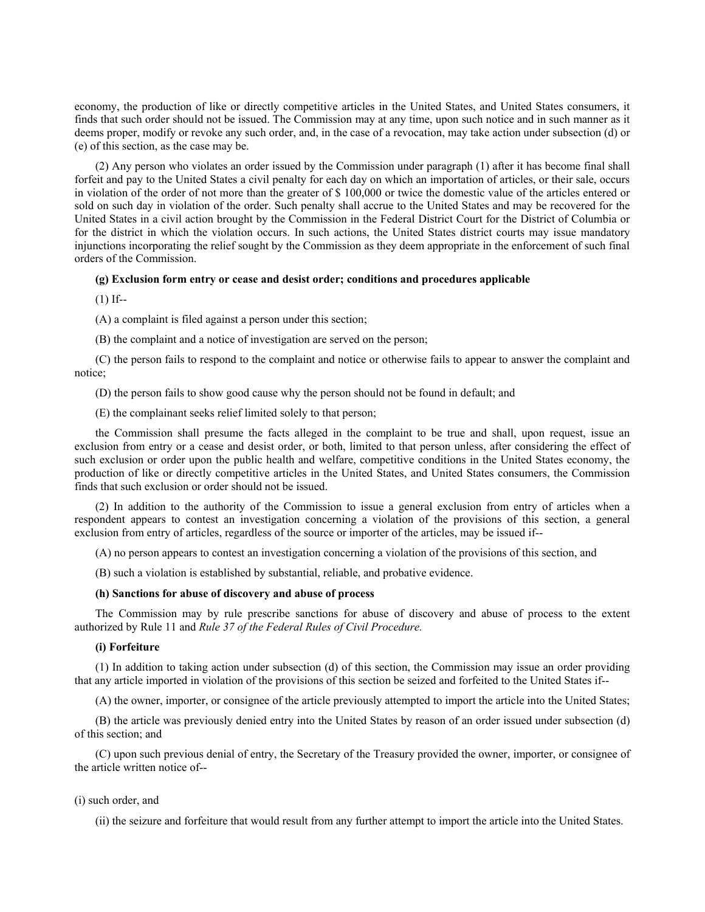economy, the production of like or directly competitive articles in the United States, and United States consumers, it finds that such order should not be issued. The Commission may at any time, upon such notice and in such manner as it deems proper, modify or revoke any such order, and, in the case of a revocation, may take action under subsection (d) or (e) of this section, as the case may be.

(2) Any person who violates an order issued by the Commission under paragraph (1) after it has become final shall forfeit and pay to the United States a civil penalty for each day on which an importation of articles, or their sale, occurs in violation of the order of not more than the greater of $ 100,000 or twice the domestic value of the articles entered or sold on such day in violation of the order. Such penalty shall accrue to the United States and may be recovered for the United States in a civil action brought by the Commission in the Federal District Court for the District of Columbia or for the district in which the violation occurs. In such actions, the United States district courts may issue mandatory injunctions incorporating the relief sought by the Commission as they deem appropriate in the enforcement of such final orders of the Commission.

**(g) Exclusion form entry or cease and desist order; conditions and procedures applicable**

(1) If--

(A) a complaint is filed against a person under this section;

(B) the complaint and a notice of investigation are served on the person;

(C) the person fails to respond to the complaint and notice or otherwise fails to appear to answer the complaint and notice;

(D) the person fails to show good cause why the person should not be found in default; and

(E) the complainant seeks relief limited solely to that person;

the Commission shall presume the facts alleged in the complaint to be true and shall, upon request, issue an exclusion from entry or a cease and desist order, or both, limited to that person unless, after considering the effect of such exclusion or order upon the public health and welfare, competitive conditions in the United States economy, the production of like or directly competitive articles in the United States, and United States consumers, the Commission finds that such exclusion or order should not be issued.

(2) In addition to the authority of the Commission to issue a general exclusion from entry of articles when a respondent appears to contest an investigation concerning a violation of the provisions of this section, a general exclusion from entry of articles, regardless of the source or importer of the articles, may be issued if--

(A) no person appears to contest an investigation concerning a violation of the provisions of this section, and

(B) such a violation is established by substantial, reliable, and probative evidence.

**(h) Sanctions for abuse of discovery and abuse of process**

The Commission may by rule prescribe sanctions for abuse of discovery and abuse of process to the extent authorized by Rule 11 and *Rule 37 of the Federal Rules of Civil Procedure.*

**(i) Forfeiture**

(1) In addition to taking action under subsection (d) of this section, the Commission may issue an order providing that any article imported in violation of the provisions of this section be seized and forfeited to the United States if--

(A) the owner, importer, or consignee of the article previously attempted to import the article into the United States;

(B) the article was previously denied entry into the United States by reason of an order issued under subsection (d) of this section; and

(C) upon such previous denial of entry, the Secretary of the Treasury provided the owner, importer, or consignee of the article written notice of--

(i) such order, and

(ii) the seizure and forfeiture that would result from any further attempt to import the article into the United States.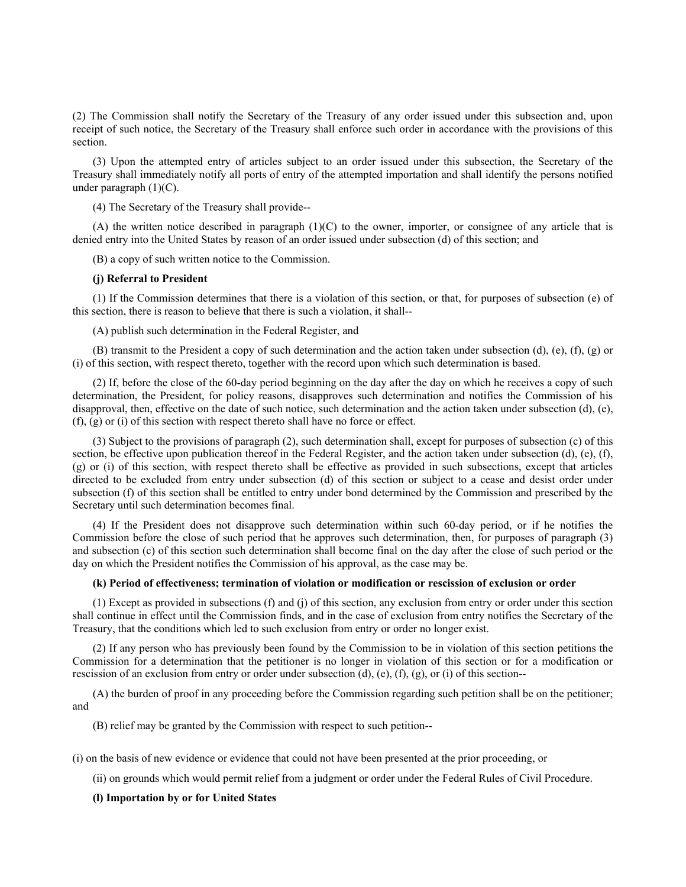(2) The Commission shall notify the Secretary of the Treasury of any order issued under this subsection and, upon receipt of such notice, the Secretary of the Treasury shall enforce such order in accordance with the provisions of this section.

(3) Upon the attempted entry of articles subject to an order issued under this subsection, the Secretary of the Treasury shall immediately notify all ports of entry of the attempted importation and shall identify the persons notified under paragraph (1)(C).

(4) The Secretary of the Treasury shall provide--

(A) the written notice described in paragraph (1)(C) to the owner, importer, or consignee of any article that is denied entry into the United States by reason of an order issued under subsection (d) of this section; and

(B) a copy of such written notice to the Commission.

**(j) Referral to President**

(1) If the Commission determines that there is a violation of this section, or that, for purposes of subsection (e) of this section, there is reason to believe that there is such a violation, it shall--

(A) publish such determination in the Federal Register, and

(B) transmit to the President a copy of such determination and the action taken under subsection (d), (e), (f), (g) or (i) of this section, with respect thereto, together with the record upon which such determination is based.

(2) If, before the close of the 60-day period beginning on the day after the day on which he receives a copy of such determination, the President, for policy reasons, disapproves such determination and notifies the Commission of his disapproval, then, effective on the date of such notice, such determination and the action taken under subsection (d), (e), (f), (g) or (i) of this section with respect thereto shall have no force or effect.

(3) Subject to the provisions of paragraph (2), such determination shall, except for purposes of subsection (c) of this section, be effective upon publication thereof in the Federal Register, and the action taken under subsection (d), (e), (f), (g) or (i) of this section, with respect thereto shall be effective as provided in such subsections, except that articles directed to be excluded from entry under subsection (d) of this section or subject to a cease and desist order under subsection (f) of this section shall be entitled to entry under bond determined by the Commission and prescribed by the Secretary until such determination becomes final.

(4) If the President does not disapprove such determination within such 60-day period, or if he notifies the Commission before the close of such period that he approves such determination, then, for purposes of paragraph (3) and subsection (c) of this section such determination shall become final on the day after the close of such period or the day on which the President notifies the Commission of his approval, as the case may be.

**(k) Period of effectiveness; termination of violation or modification or rescission of exclusion or order**

(1) Except as provided in subsections (f) and (j) of this section, any exclusion from entry or order under this section shall continue in effect until the Commission finds, and in the case of exclusion from entry notifies the Secretary of the Treasury, that the conditions which led to such exclusion from entry or order no longer exist.

(2) If any person who has previously been found by the Commission to be in violation of this section petitions the Commission for a determination that the petitioner is no longer in violation of this section or for a modification or rescission of an exclusion from entry or order under subsection (d), (e), (f), (g), or (i) of this section--

(A) the burden of proof in any proceeding before the Commission regarding such petition shall be on the petitioner; and

(B) relief may be granted by the Commission with respect to such petition--

(i) on the basis of new evidence or evidence that could not have been presented at the prior proceeding, or

(ii) on grounds which would permit relief from a judgment or order under the Federal Rules of Civil Procedure.

**(l) Importation by or for United States**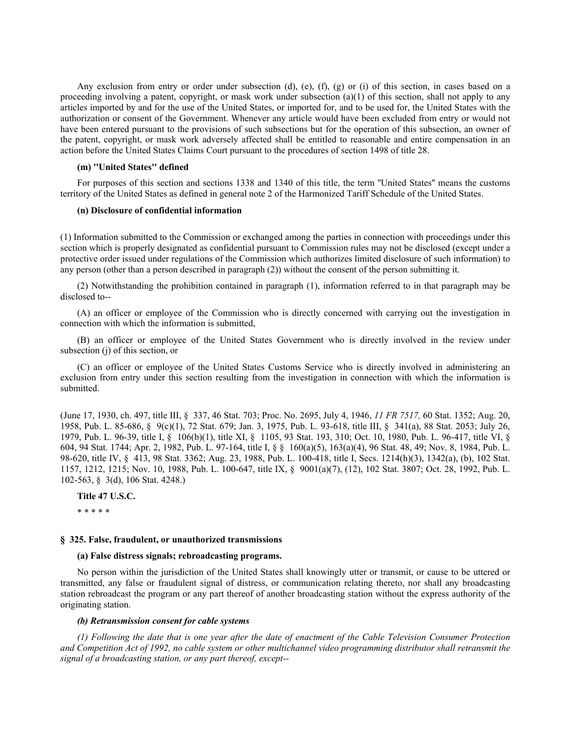Any exclusion from entry or order under subsection (d), (e), (f), (g) or (i) of this section, in cases based on a proceeding involving a patent, copyright, or mask work under subsection (a)(1) of this section, shall not apply to any articles imported by and for the use of the United States, or imported for, and to be used for, the United States with the authorization or consent of the Government. Whenever any article would have been excluded from entry or would not have been entered pursuant to the provisions of such subsections but for the operation of this subsection, an owner of the patent, copyright, or mask work adversely affected shall be entitled to reasonable and entire compensation in an action before the United States Claims Court pursuant to the procedures of section 1498 of title 28.

**(m) "United States" defined**

For purposes of this section and sections 1338 and 1340 of this title, the term "United States" means the customs territory of the United States as defined in general note 2 of the Harmonized Tariff Schedule of the United States.

**(n) Disclosure of confidential information**

(1) Information submitted to the Commission or exchanged among the parties in connection with proceedings under this section which is properly designated as confidential pursuant to Commission rules may not be disclosed (except under a protective order issued under regulations of the Commission which authorizes limited disclosure of such information) to any person (other than a person described in paragraph (2)) without the consent of the person submitting it.

(2) Notwithstanding the prohibition contained in paragraph (1), information referred to in that paragraph may be disclosed to--

(A) an officer or employee of the Commission who is directly concerned with carrying out the investigation in connection with which the information is submitted,

(B) an officer or employee of the United States Government who is directly involved in the review under subsection (j) of this section, or

(C) an officer or employee of the United States Customs Service who is directly involved in administering an exclusion from entry under this section resulting from the investigation in connection with which the information is submitted.

(June 17, 1930, ch. 497, title III, § 337, 46 Stat. 703; Proc. No. 2695, July 4, 1946, *11 FR 7517,* 60 Stat. 1352; Aug. 20, 1958, Pub. L. 85-686, § 9(c)(1), 72 Stat. 679; Jan. 3, 1975, Pub. L. 93-618, title III, § 341(a), 88 Stat. 2053; July 26, 1979, Pub. L. 96-39, title I, § 106(b)(1), title XI, § 1105, 93 Stat. 193, 310; Oct. 10, 1980, Pub. L. 96-417, title VI, § 604, 94 Stat. 1744; Apr. 2, 1982, Pub. L. 97-164, title I, § § 160(a)(5), 163(a)(4), 96 Stat. 48, 49; Nov. 8, 1984, Pub. L. 98-620, title IV, § 413, 98 Stat. 3362; Aug. 23, 1988, Pub. L. 100-418, title I, Secs. 1214(h)(3), 1342(a), (b), 102 Stat. 1157, 1212, 1215; Nov. 10, 1988, Pub. L. 100-647, title IX, § 9001(a)(7), (12), 102 Stat. 3807; Oct. 28, 1992, Pub. L. 102-563, § 3(d), 106 Stat. 4248.)

**Title 47 U.S.C.**

* * * * *

### § 325. False, fraudulent, or unauthorized transmissions

**(a) False distress signals; rebroadcasting programs.**

No person within the jurisdiction of the United States shall knowingly utter or transmit, or cause to be uttered or transmitted, any false or fraudulent signal of distress, or communication relating thereto, nor shall any broadcasting station rebroadcast the program or any part thereof of another broadcasting station without the express authority of the originating station.

***(b) Retransmission consent for cable systems***

*(1) Following the date that is one year after the date of enactment of the Cable Television Consumer Protection and Competition Act of 1992, no cable system or other multichannel video programming distributor shall retransmit the signal of a broadcasting station, or any part thereof, except--*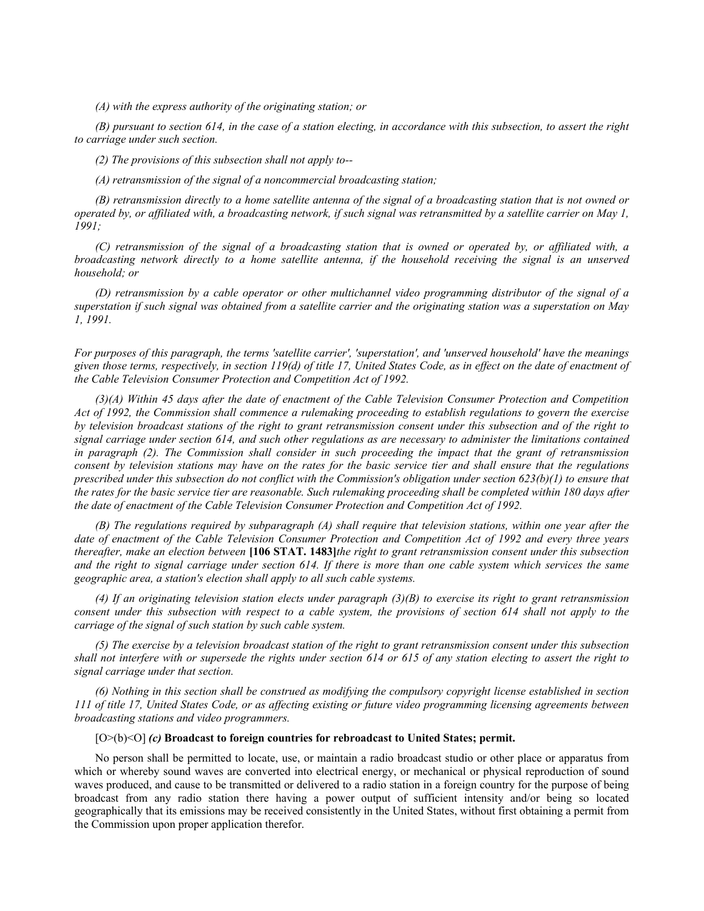*(A) with the express authority of the originating station; or*

*(B) pursuant to section 614, in the case of a station electing, in accordance with this subsection, to assert the right to carriage under such section.*

*(2) The provisions of this subsection shall not apply to--*

*(A) retransmission of the signal of a noncommercial broadcasting station;*

*(B) retransmission directly to a home satellite antenna of the signal of a broadcasting station that is not owned or operated by, or affiliated with, a broadcasting network, if such signal was retransmitted by a satellite carrier on May 1, 1991;*

*(C) retransmission of the signal of a broadcasting station that is owned or operated by, or affiliated with, a broadcasting network directly to a home satellite antenna, if the household receiving the signal is an unserved household; or*

*(D) retransmission by a cable operator or other multichannel video programming distributor of the signal of a superstation if such signal was obtained from a satellite carrier and the originating station was a superstation on May 1, 1991.*

*For purposes of this paragraph, the terms 'satellite carrier', 'superstation', and 'unserved household' have the meanings given those terms, respectively, in section 119(d) of title 17, United States Code, as in effect on the date of enactment of the Cable Television Consumer Protection and Competition Act of 1992.*

*(3)(A) Within 45 days after the date of enactment of the Cable Television Consumer Protection and Competition Act of 1992, the Commission shall commence a rulemaking proceeding to establish regulations to govern the exercise by television broadcast stations of the right to grant retransmission consent under this subsection and of the right to signal carriage under section 614, and such other regulations as are necessary to administer the limitations contained in paragraph (2). The Commission shall consider in such proceeding the impact that the grant of retransmission consent by television stations may have on the rates for the basic service tier and shall ensure that the regulations prescribed under this subsection do not conflict with the Commission's obligation under section 623(b)(1) to ensure that the rates for the basic service tier are reasonable. Such rulemaking proceeding shall be completed within 180 days after the date of enactment of the Cable Television Consumer Protection and Competition Act of 1992.*

*(B) The regulations required by subparagraph (A) shall require that television stations, within one year after the date of enactment of the Cable Television Consumer Protection and Competition Act of 1992 and every three years thereafter, make an election between* **[106 STAT. 1483]***the right to grant retransmission consent under this subsection and the right to signal carriage under section 614. If there is more than one cable system which services the same geographic area, a station's election shall apply to all such cable systems.*

*(4) If an originating television station elects under paragraph (3)(B) to exercise its right to grant retransmission consent under this subsection with respect to a cable system, the provisions of section 614 shall not apply to the carriage of the signal of such station by such cable system.*

*(5) The exercise by a television broadcast station of the right to grant retransmission consent under this subsection shall not interfere with or supersede the rights under section 614 or 615 of any station electing to assert the right to signal carriage under that section.*

*(6) Nothing in this section shall be construed as modifying the compulsory copyright license established in section 111 of title 17, United States Code, or as affecting existing or future video programming licensing agreements between broadcasting stations and video programmers.*

[O>(b)<O] ***(c)*** **Broadcast to foreign countries for rebroadcast to United States; permit.**

No person shall be permitted to locate, use, or maintain a radio broadcast studio or other place or apparatus from which or whereby sound waves are converted into electrical energy, or mechanical or physical reproduction of sound waves produced, and cause to be transmitted or delivered to a radio station in a foreign country for the purpose of being broadcast from any radio station there having a power output of sufficient intensity and/or being so located geographically that its emissions may be received consistently in the United States, without first obtaining a permit from the Commission upon proper application therefor.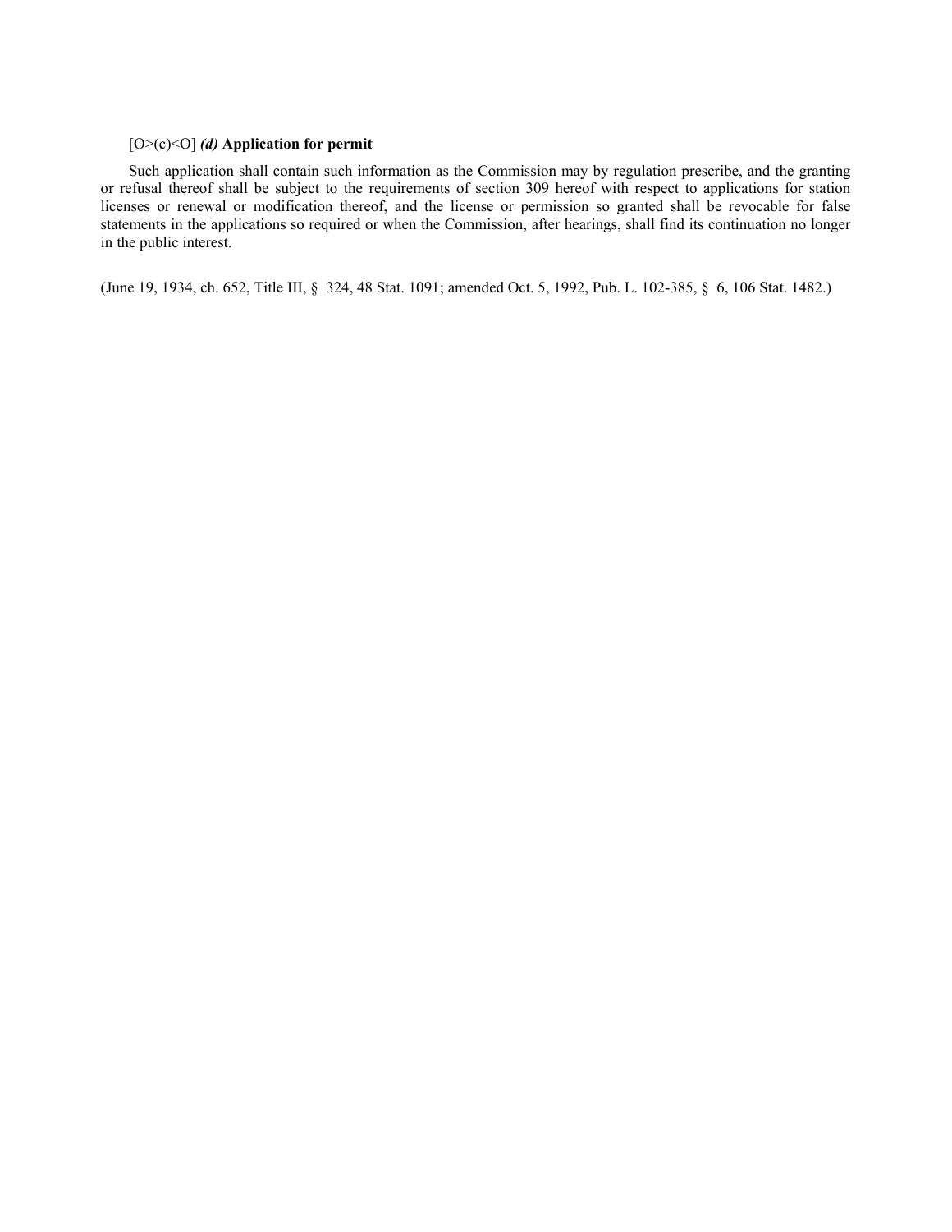[O>(c)<O] ***(d)*** **Application for permit**

Such application shall contain such information as the Commission may by regulation prescribe, and the granting or refusal thereof shall be subject to the requirements of section 309 hereof with respect to applications for station licenses or renewal or modification thereof, and the license or permission so granted shall be revocable for false statements in the applications so required or when the Commission, after hearings, shall find its continuation no longer in the public interest.

(June 19, 1934, ch. 652, Title III, § 324, 48 Stat. 1091; amended Oct. 5, 1992, Pub. L. 102-385, § 6, 106 Stat. 1482.)